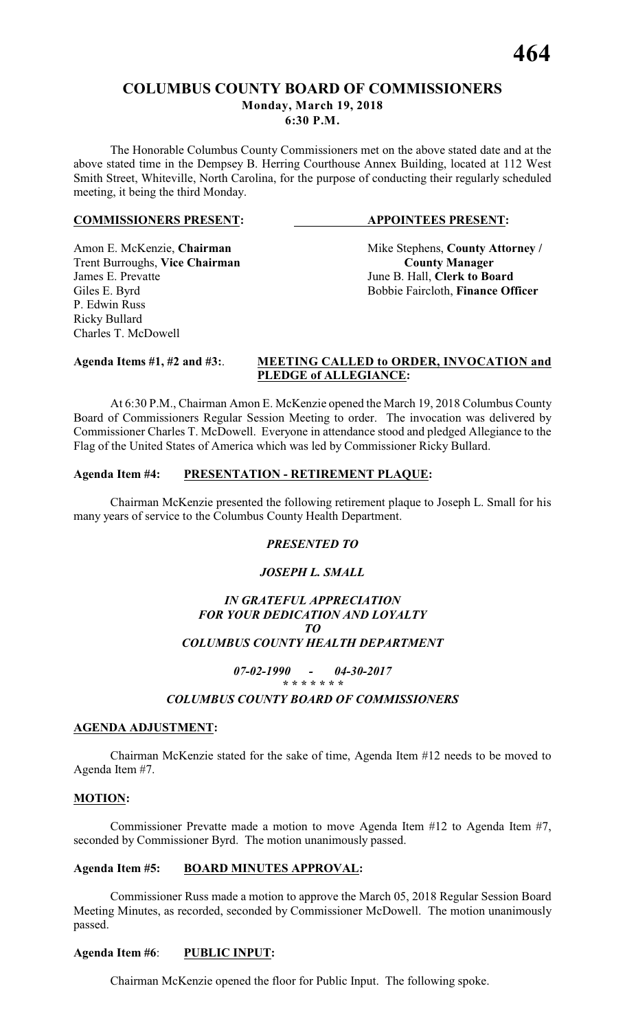# COLUMBUS COUNTY BOARD OF COMMISSIONERS

**Monday, March 19, 2018**
**6:30 P.M.**

The Honorable Columbus County Commissioners met on the above stated date and at the above stated time in the Dempsey B. Herring Courthouse Annex Building, located at 112 West Smith Street, Whiteville, North Carolina, for the purpose of conducting their regularly scheduled meeting, it being the third Monday.

| **COMMISSIONERS PRESENT:** | **APPOINTEES PRESENT:** |
|---|---|
| Amon E. McKenzie, **Chairman** | Mike Stephens, **County Attorney / County Manager** |
| Trent Burroughs, **Vice Chairman** | |
| James E. Prevatte | June B. Hall, **Clerk to Board** |
| Giles E. Byrd | Bobbie Faircloth, **Finance Officer** |
| P. Edwin Russ | |
| Ricky Bullard | |
| Charles T. McDowell | |

**Agenda Items #1, #2 and #3:** **MEETING CALLED to ORDER, INVOCATION and PLEDGE of ALLEGIANCE:**

At 6:30 P.M., Chairman Amon E. McKenzie opened the March 19, 2018 Columbus County Board of Commissioners Regular Session Meeting to order. The invocation was delivered by Commissioner Charles T. McDowell. Everyone in attendance stood and pledged Allegiance to the Flag of the United States of America which was led by Commissioner Ricky Bullard.

**Agenda Item #4:** **PRESENTATION - RETIREMENT PLAQUE:**

Chairman McKenzie presented the following retirement plaque to Joseph L. Small for his many years of service to the Columbus County Health Department.

*PRESENTED TO*

*JOSEPH L. SMALL*

*IN GRATEFUL APPRECIATION*
*FOR YOUR DEDICATION AND LOYALTY*
*TO*
*COLUMBUS COUNTY HEALTH DEPARTMENT*

*07-02-1990 - 04-30-2017*
*\* \* \* \* \* \* \**

*COLUMBUS COUNTY BOARD OF COMMISSIONERS*

**AGENDA ADJUSTMENT:**

Chairman McKenzie stated for the sake of time, Agenda Item #12 needs to be moved to Agenda Item #7.

**MOTION:**

Commissioner Prevatte made a motion to move Agenda Item #12 to Agenda Item #7, seconded by Commissioner Byrd. The motion unanimously passed.

**Agenda Item #5:** **BOARD MINUTES APPROVAL:**

Commissioner Russ made a motion to approve the March 05, 2018 Regular Session Board Meeting Minutes, as recorded, seconded by Commissioner McDowell. The motion unanimously passed.

**Agenda Item #6:** **PUBLIC INPUT:**

Chairman McKenzie opened the floor for Public Input. The following spoke.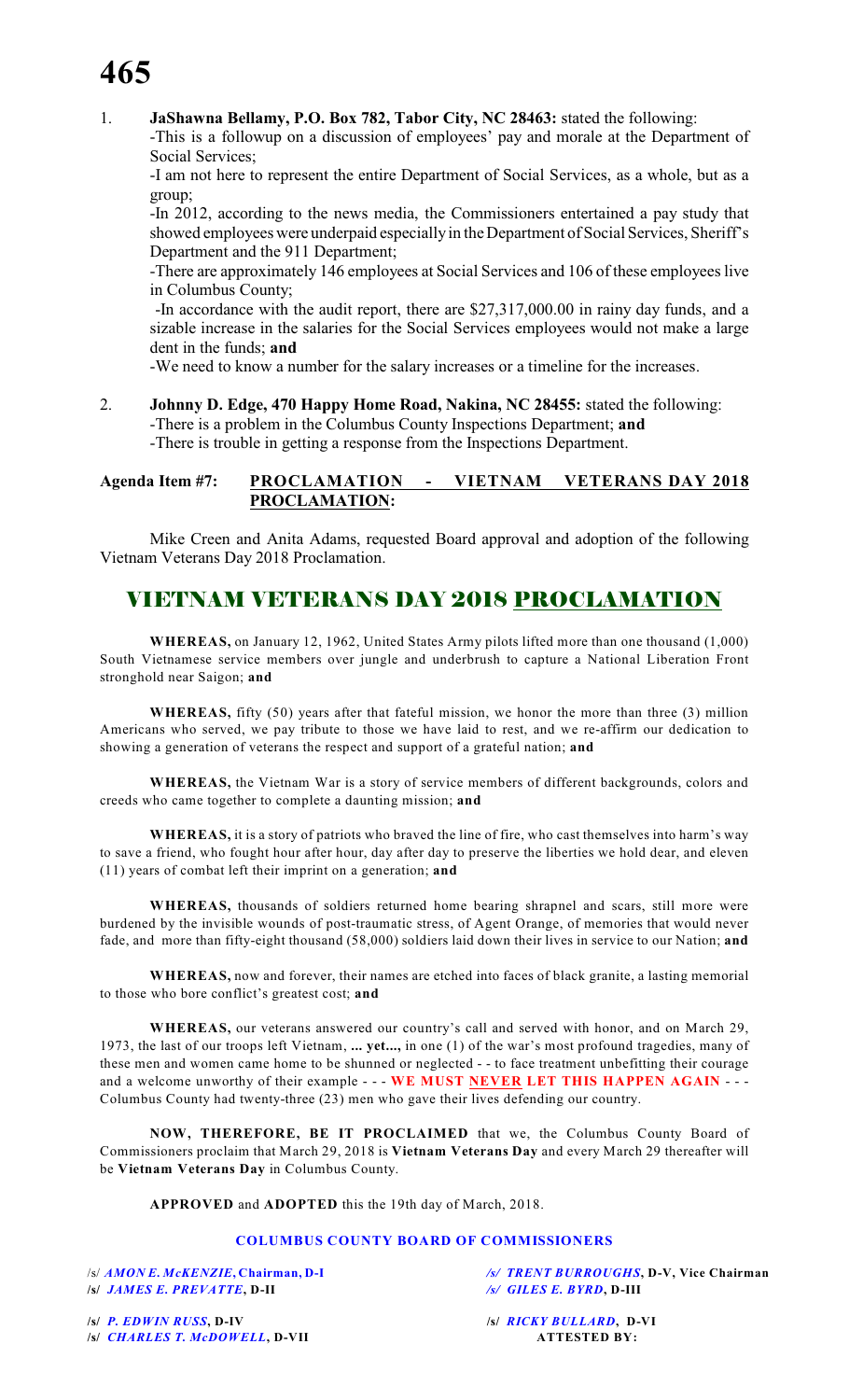1. **JaShawna Bellamy, P.O. Box 782, Tabor City, NC 28463:** stated the following:
   -This is a followup on a discussion of employees' pay and morale at the Department of Social Services;
   -I am not here to represent the entire Department of Social Services, as a whole, but as a group;
   -In 2012, according to the news media, the Commissioners entertained a pay study that showed employees were underpaid especially in the Department of Social Services, Sheriff's Department and the 911 Department;
   -There are approximately 146 employees at Social Services and 106 of these employees live in Columbus County;
   -In accordance with the audit report, there are $27,317,000.00 in rainy day funds, and a sizable increase in the salaries for the Social Services employees would not make a large dent in the funds; **and**
   -We need to know a number for the salary increases or a timeline for the increases.

2. **Johnny D. Edge, 470 Happy Home Road, Nakina, NC 28455:** stated the following:
   -There is a problem in the Columbus County Inspections Department; **and**
   -There is trouble in getting a response from the Inspections Department.

**Agenda Item #7: PROCLAMATION - VIETNAM VETERANS DAY 2018 PROCLAMATION:**

Mike Creen and Anita Adams, requested Board approval and adoption of the following Vietnam Veterans Day 2018 Proclamation.

## VIETNAM VETERANS DAY 2018 PROCLAMATION

**WHEREAS,** on January 12, 1962, United States Army pilots lifted more than one thousand (1,000) South Vietnamese service members over jungle and underbrush to capture a National Liberation Front stronghold near Saigon; **and**

**WHEREAS,** fifty (50) years after that fateful mission, we honor the more than three (3) million Americans who served, we pay tribute to those we have laid to rest, and we re-affirm our dedication to showing a generation of veterans the respect and support of a grateful nation; **and**

**WHEREAS,** the Vietnam War is a story of service members of different backgrounds, colors and creeds who came together to complete a daunting mission; **and**

**WHEREAS,** it is a story of patriots who braved the line of fire, who cast themselves into harm's way to save a friend, who fought hour after hour, day after day to preserve the liberties we hold dear, and eleven (11) years of combat left their imprint on a generation; **and**

**WHEREAS,** thousands of soldiers returned home bearing shrapnel and scars, still more were burdened by the invisible wounds of post-traumatic stress, of Agent Orange, of memories that would never fade, and more than fifty-eight thousand (58,000) soldiers laid down their lives in service to our Nation; **and**

**WHEREAS,** now and forever, their names are etched into faces of black granite, a lasting memorial to those who bore conflict's greatest cost; **and**

**WHEREAS,** our veterans answered our country's call and served with honor, and on March 29, 1973, the last of our troops left Vietnam, **... yet...,** in one (1) of the war's most profound tragedies, many of these men and women came home to be shunned or neglected - - to face treatment unbefitting their courage and a welcome unworthy of their example - - - **WE MUST NEVER LET THIS HAPPEN AGAIN** - - - Columbus County had twenty-three (23) men who gave their lives defending our country.

**NOW, THEREFORE, BE IT PROCLAIMED** that we, the Columbus County Board of Commissioners proclaim that March 29, 2018 is **Vietnam Veterans Day** and every March 29 thereafter will be **Vietnam Veterans Day** in Columbus County.

**APPROVED** and **ADOPTED** this the 19th day of March, 2018.

**COLUMBUS COUNTY BOARD OF COMMISSIONERS**

/s/ *AMON E. McKENZIE*, **Chairman, D-I**
/s/ *TRENT BURROUGHS*, **D-V, Vice Chairman**
/s/ *JAMES E. PREVATTE*, **D-II**
/s/ *GILES E. BYRD*, **D-III**
/s/ *P. EDWIN RUSS*, **D-IV**
/s/ *RICKY BULLARD*, **D-VI**
/s/ *CHARLES T. McDOWELL*, **D-VII**

**ATTESTED BY:**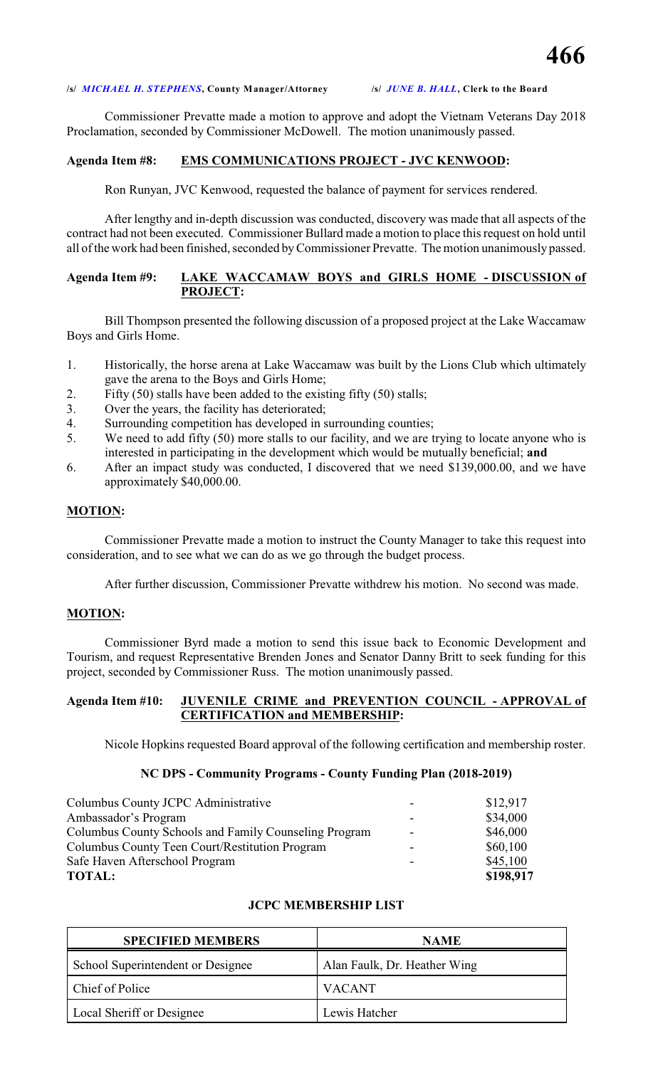/s/ *MICHAEL H. STEPHENS*, **County Manager/Attorney** /s/ *JUNE B. HALL*, **Clerk to the Board**

Commissioner Prevatte made a motion to approve and adopt the Vietnam Veterans Day 2018 Proclamation, seconded by Commissioner McDowell. The motion unanimously passed.

**Agenda Item #8: EMS COMMUNICATIONS PROJECT - JVC KENWOOD:**

Ron Runyan, JVC Kenwood, requested the balance of payment for services rendered.

After lengthy and in-depth discussion was conducted, discovery was made that all aspects of the contract had not been executed. Commissioner Bullard made a motion to place this request on hold until all of the work had been finished, seconded by Commissioner Prevatte. The motion unanimously passed.

**Agenda Item #9: LAKE WACCAMAW BOYS and GIRLS HOME - DISCUSSION of PROJECT:**

Bill Thompson presented the following discussion of a proposed project at the Lake Waccamaw Boys and Girls Home.

1. Historically, the horse arena at Lake Waccamaw was built by the Lions Club which ultimately gave the arena to the Boys and Girls Home;
2. Fifty (50) stalls have been added to the existing fifty (50) stalls;
3. Over the years, the facility has deteriorated;
4. Surrounding competition has developed in surrounding counties;
5. We need to add fifty (50) more stalls to our facility, and we are trying to locate anyone who is interested in participating in the development which would be mutually beneficial; **and**
6. After an impact study was conducted, I discovered that we need $139,000.00, and we have approximately $40,000.00.

**MOTION:**

Commissioner Prevatte made a motion to instruct the County Manager to take this request into consideration, and to see what we can do as we go through the budget process.

After further discussion, Commissioner Prevatte withdrew his motion. No second was made.

**MOTION:**

Commissioner Byrd made a motion to send this issue back to Economic Development and Tourism, and request Representative Brenden Jones and Senator Danny Britt to seek funding for this project, seconded by Commissioner Russ. The motion unanimously passed.

**Agenda Item #10: JUVENILE CRIME and PREVENTION COUNCIL - APPROVAL of CERTIFICATION and MEMBERSHIP:**

Nicole Hopkins requested Board approval of the following certification and membership roster.

**NC DPS - Community Programs - County Funding Plan (2018-2019)**

| | | |
|---|---|---|
| Columbus County JCPC Administrative | - | $12,917 |
| Ambassador's Program | - | $34,000 |
| Columbus County Schools and Family Counseling Program | - | $46,000 |
| Columbus County Teen Court/Restitution Program | - | $60,100 |
| Safe Haven Afterschool Program | - | $45,100 |
| **TOTAL:** | | **$198,917** |

**JCPC MEMBERSHIP LIST**

| SPECIFIED MEMBERS | NAME |
|---|---|
| School Superintendent or Designee | Alan Faulk, Dr. Heather Wing |
| Chief of Police | VACANT |
| Local Sheriff or Designee | Lewis Hatcher |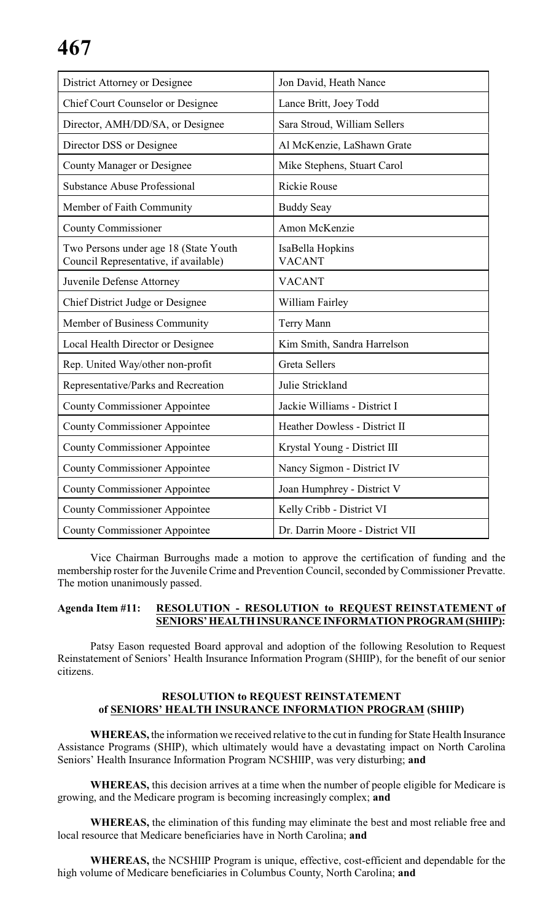| District Attorney or Designee | Jon David, Heath Nance |
|---|---|
| Chief Court Counselor or Designee | Lance Britt, Joey Todd |
| Director, AMH/DD/SA, or Designee | Sara Stroud, William Sellers |
| Director DSS or Designee | Al McKenzie, LaShawn Grate |
| County Manager or Designee | Mike Stephens, Stuart Carol |
| Substance Abuse Professional | Rickie Rouse |
| Member of Faith Community | Buddy Seay |
| County Commissioner | Amon McKenzie |
| Two Persons under age 18 (State Youth Council Representative, if available) | IsaBella Hopkins<br>VACANT |
| Juvenile Defense Attorney | VACANT |
| Chief District Judge or Designee | William Fairley |
| Member of Business Community | Terry Mann |
| Local Health Director or Designee | Kim Smith, Sandra Harrelson |
| Rep. United Way/other non-profit | Greta Sellers |
| Representative/Parks and Recreation | Julie Strickland |
| County Commissioner Appointee | Jackie Williams - District I |
| County Commissioner Appointee | Heather Dowless - District II |
| County Commissioner Appointee | Krystal Young - District III |
| County Commissioner Appointee | Nancy Sigmon - District IV |
| County Commissioner Appointee | Joan Humphrey - District V |
| County Commissioner Appointee | Kelly Cribb - District VI |
| County Commissioner Appointee | Dr. Darrin Moore - District VII |

Vice Chairman Burroughs made a motion to approve the certification of funding and the membership roster for the Juvenile Crime and Prevention Council, seconded by Commissioner Prevatte. The motion unanimously passed.

**Agenda Item #11: RESOLUTION - RESOLUTION to REQUEST REINSTATEMENT of SENIORS' HEALTH INSURANCE INFORMATION PROGRAM (SHIIP):**

Patsy Eason requested Board approval and adoption of the following Resolution to Request Reinstatement of Seniors' Health Insurance Information Program (SHIIP), for the benefit of our senior citizens.

**RESOLUTION to REQUEST REINSTATEMENT of SENIORS' HEALTH INSURANCE INFORMATION PROGRAM (SHIIP)**

**WHEREAS,** the information we received relative to the cut in funding for State Health Insurance Assistance Programs (SHIP), which ultimately would have a devastating impact on North Carolina Seniors' Health Insurance Information Program NCSHIIP, was very disturbing; **and**

**WHEREAS,** this decision arrives at a time when the number of people eligible for Medicare is growing, and the Medicare program is becoming increasingly complex; **and**

**WHEREAS,** the elimination of this funding may eliminate the best and most reliable free and local resource that Medicare beneficiaries have in North Carolina; **and**

**WHEREAS,** the NCSHIIP Program is unique, effective, cost-efficient and dependable for the high volume of Medicare beneficiaries in Columbus County, North Carolina; **and**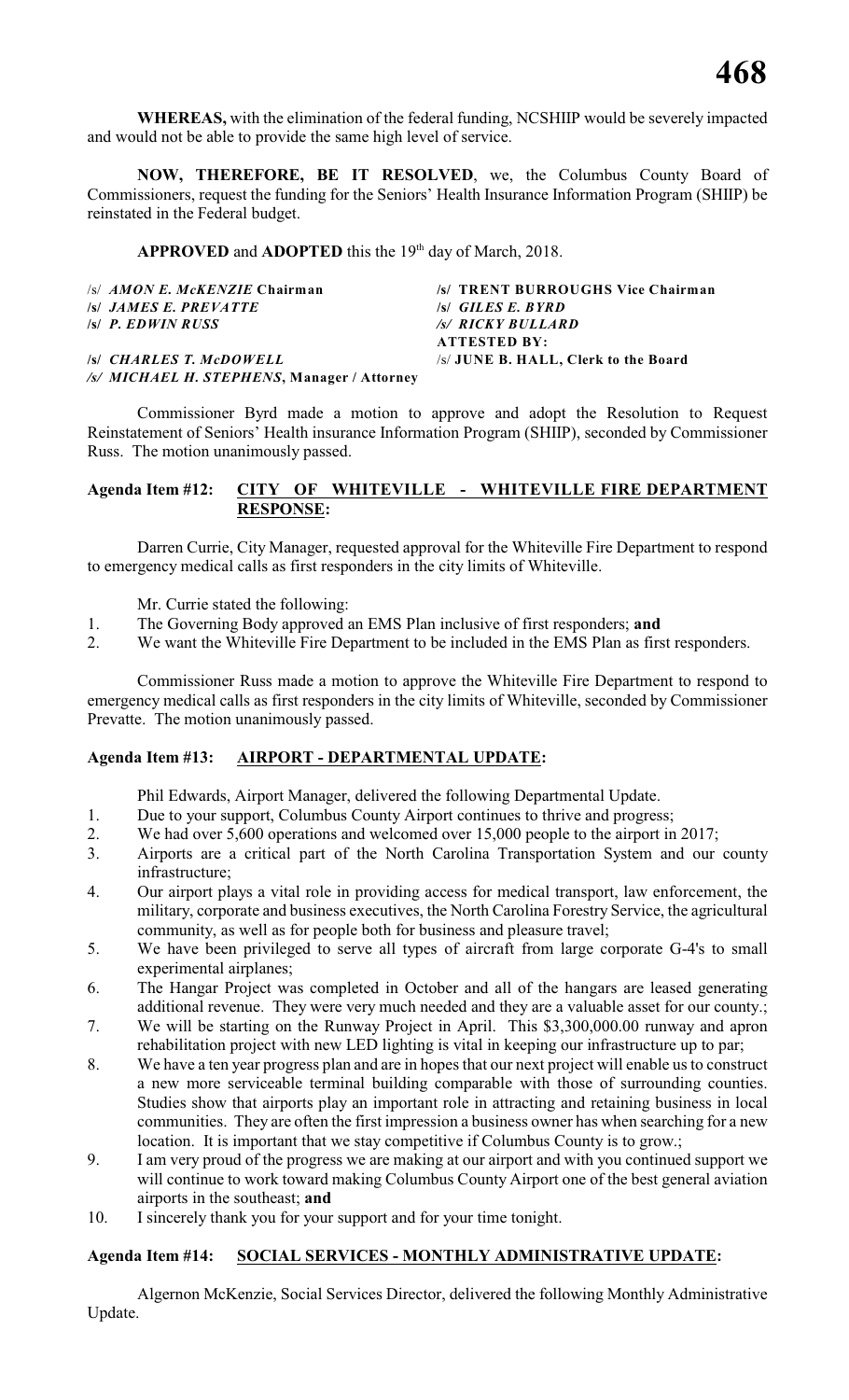**WHEREAS,** with the elimination of the federal funding, NCSHIIP would be severely impacted and would not be able to provide the same high level of service.

**NOW, THEREFORE, BE IT RESOLVED**, we, the Columbus County Board of Commissioners, request the funding for the Seniors' Health Insurance Information Program (SHIIP) be reinstated in the Federal budget.

**APPROVED** and **ADOPTED** this the 19th day of March, 2018.

| | |
|---|---|
| /s/ ***AMON E. McKENZIE* Chairman** | **/s/ TRENT BURROUGHS Vice Chairman** |
| **/s/ *JAMES E. PREVATTE*** | **/s/ *GILES E. BYRD*** |
| **/s/ *P. EDWIN RUSS*** | ***/s/ RICKY BULLARD*** |
| | **ATTESTED BY:** |
| **/s/ *CHARLES T. McDOWELL*** | /s/ **JUNE B. HALL, Clerk to the Board** |
| ***/s/ MICHAEL H. STEPHENS*, Manager / Attorney** | |

Commissioner Byrd made a motion to approve and adopt the Resolution to Request Reinstatement of Seniors' Health insurance Information Program (SHIIP), seconded by Commissioner Russ. The motion unanimously passed.

## Agenda Item #12: CITY OF WHITEVILLE - WHITEVILLE FIRE DEPARTMENT RESPONSE:

Darren Currie, City Manager, requested approval for the Whiteville Fire Department to respond to emergency medical calls as first responders in the city limits of Whiteville.

Mr. Currie stated the following:

1. The Governing Body approved an EMS Plan inclusive of first responders; **and**
2. We want the Whiteville Fire Department to be included in the EMS Plan as first responders.

Commissioner Russ made a motion to approve the Whiteville Fire Department to respond to emergency medical calls as first responders in the city limits of Whiteville, seconded by Commissioner Prevatte. The motion unanimously passed.

## Agenda Item #13: AIRPORT - DEPARTMENTAL UPDATE:

Phil Edwards, Airport Manager, delivered the following Departmental Update.

1. Due to your support, Columbus County Airport continues to thrive and progress;
2. We had over 5,600 operations and welcomed over 15,000 people to the airport in 2017;
3. Airports are a critical part of the North Carolina Transportation System and our county infrastructure;
4. Our airport plays a vital role in providing access for medical transport, law enforcement, the military, corporate and business executives, the North Carolina Forestry Service, the agricultural community, as well as for people both for business and pleasure travel;
5. We have been privileged to serve all types of aircraft from large corporate G-4's to small experimental airplanes;
6. The Hangar Project was completed in October and all of the hangars are leased generating additional revenue. They were very much needed and they are a valuable asset for our county.;
7. We will be starting on the Runway Project in April. This $3,300,000.00 runway and apron rehabilitation project with new LED lighting is vital in keeping our infrastructure up to par;
8. We have a ten year progress plan and are in hopes that our next project will enable us to construct a new more serviceable terminal building comparable with those of surrounding counties. Studies show that airports play an important role in attracting and retaining business in local communities. They are often the first impression a business owner has when searching for a new location. It is important that we stay competitive if Columbus County is to grow.;
9. I am very proud of the progress we are making at our airport and with you continued support we will continue to work toward making Columbus County Airport one of the best general aviation airports in the southeast; **and**
10. I sincerely thank you for your support and for your time tonight.

## Agenda Item #14: SOCIAL SERVICES - MONTHLY ADMINISTRATIVE UPDATE:

Algernon McKenzie, Social Services Director, delivered the following Monthly Administrative Update.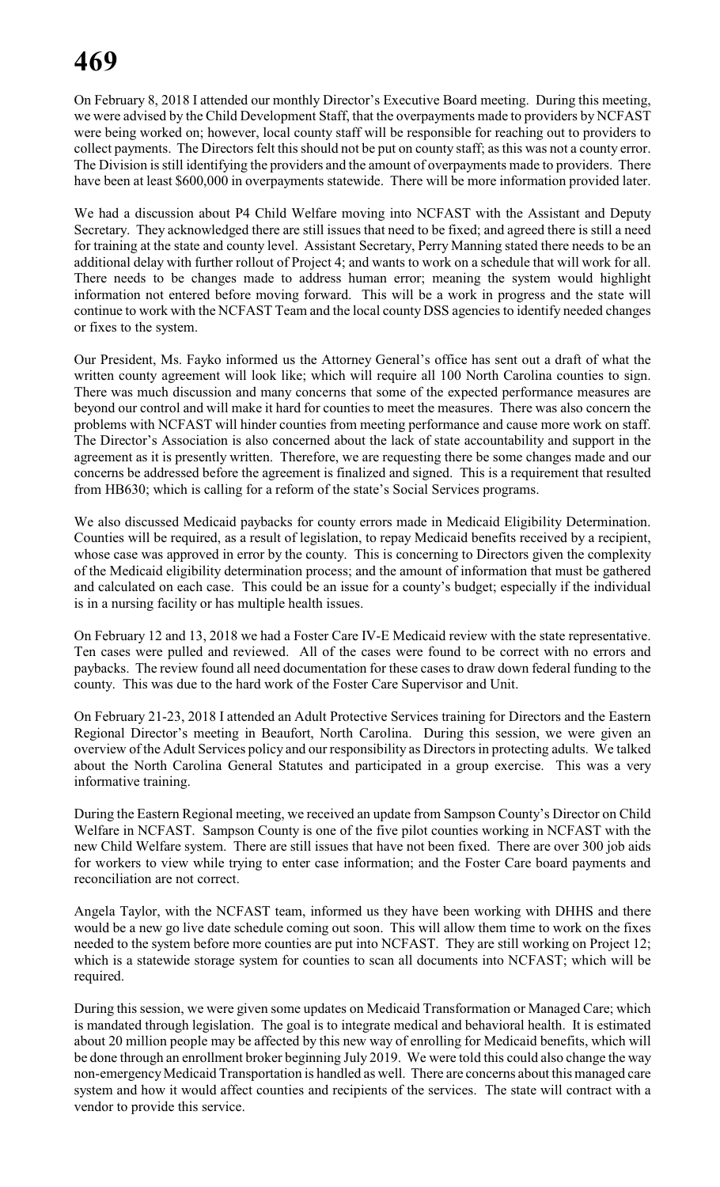On February 8, 2018 I attended our monthly Director's Executive Board meeting. During this meeting, we were advised by the Child Development Staff, that the overpayments made to providers by NCFAST were being worked on; however, local county staff will be responsible for reaching out to providers to collect payments. The Directors felt this should not be put on county staff; as this was not a county error. The Division is still identifying the providers and the amount of overpayments made to providers. There have been at least $600,000 in overpayments statewide. There will be more information provided later.

We had a discussion about P4 Child Welfare moving into NCFAST with the Assistant and Deputy Secretary. They acknowledged there are still issues that need to be fixed; and agreed there is still a need for training at the state and county level. Assistant Secretary, Perry Manning stated there needs to be an additional delay with further rollout of Project 4; and wants to work on a schedule that will work for all. There needs to be changes made to address human error; meaning the system would highlight information not entered before moving forward. This will be a work in progress and the state will continue to work with the NCFAST Team and the local county DSS agencies to identify needed changes or fixes to the system.

Our President, Ms. Fayko informed us the Attorney General's office has sent out a draft of what the written county agreement will look like; which will require all 100 North Carolina counties to sign. There was much discussion and many concerns that some of the expected performance measures are beyond our control and will make it hard for counties to meet the measures. There was also concern the problems with NCFAST will hinder counties from meeting performance and cause more work on staff. The Director's Association is also concerned about the lack of state accountability and support in the agreement as it is presently written. Therefore, we are requesting there be some changes made and our concerns be addressed before the agreement is finalized and signed. This is a requirement that resulted from HB630; which is calling for a reform of the state's Social Services programs.

We also discussed Medicaid paybacks for county errors made in Medicaid Eligibility Determination. Counties will be required, as a result of legislation, to repay Medicaid benefits received by a recipient, whose case was approved in error by the county. This is concerning to Directors given the complexity of the Medicaid eligibility determination process; and the amount of information that must be gathered and calculated on each case. This could be an issue for a county's budget; especially if the individual is in a nursing facility or has multiple health issues.

On February 12 and 13, 2018 we had a Foster Care IV-E Medicaid review with the state representative. Ten cases were pulled and reviewed. All of the cases were found to be correct with no errors and paybacks. The review found all need documentation for these cases to draw down federal funding to the county. This was due to the hard work of the Foster Care Supervisor and Unit.

On February 21-23, 2018 I attended an Adult Protective Services training for Directors and the Eastern Regional Director's meeting in Beaufort, North Carolina. During this session, we were given an overview of the Adult Services policy and our responsibility as Directors in protecting adults. We talked about the North Carolina General Statutes and participated in a group exercise. This was a very informative training.

During the Eastern Regional meeting, we received an update from Sampson County's Director on Child Welfare in NCFAST. Sampson County is one of the five pilot counties working in NCFAST with the new Child Welfare system. There are still issues that have not been fixed. There are over 300 job aids for workers to view while trying to enter case information; and the Foster Care board payments and reconciliation are not correct.

Angela Taylor, with the NCFAST team, informed us they have been working with DHHS and there would be a new go live date schedule coming out soon. This will allow them time to work on the fixes needed to the system before more counties are put into NCFAST. They are still working on Project 12; which is a statewide storage system for counties to scan all documents into NCFAST; which will be required.

During this session, we were given some updates on Medicaid Transformation or Managed Care; which is mandated through legislation. The goal is to integrate medical and behavioral health. It is estimated about 20 million people may be affected by this new way of enrolling for Medicaid benefits, which will be done through an enrollment broker beginning July 2019. We were told this could also change the way non-emergency Medicaid Transportation is handled as well. There are concerns about this managed care system and how it would affect counties and recipients of the services. The state will contract with a vendor to provide this service.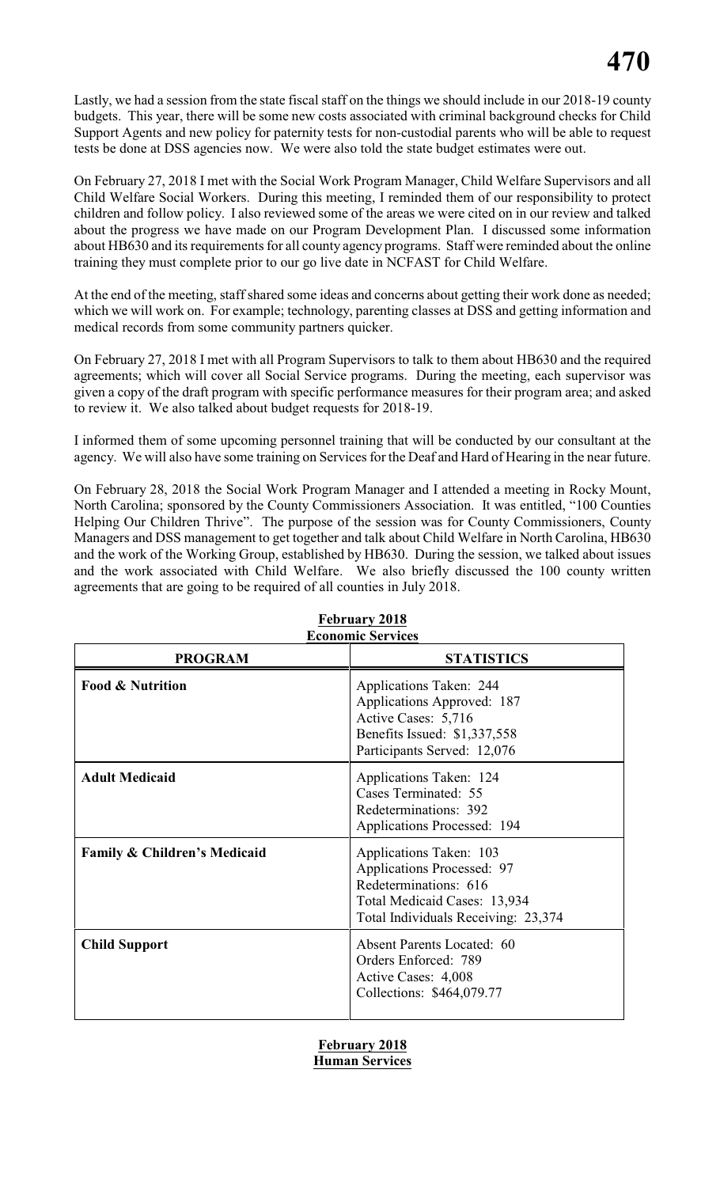Lastly, we had a session from the state fiscal staff on the things we should include in our 2018-19 county budgets. This year, there will be some new costs associated with criminal background checks for Child Support Agents and new policy for paternity tests for non-custodial parents who will be able to request tests be done at DSS agencies now. We were also told the state budget estimates were out.

On February 27, 2018 I met with the Social Work Program Manager, Child Welfare Supervisors and all Child Welfare Social Workers. During this meeting, I reminded them of our responsibility to protect children and follow policy. I also reviewed some of the areas we were cited on in our review and talked about the progress we have made on our Program Development Plan. I discussed some information about HB630 and its requirements for all county agency programs. Staff were reminded about the online training they must complete prior to our go live date in NCFAST for Child Welfare.

At the end of the meeting, staff shared some ideas and concerns about getting their work done as needed; which we will work on. For example; technology, parenting classes at DSS and getting information and medical records from some community partners quicker.

On February 27, 2018 I met with all Program Supervisors to talk to them about HB630 and the required agreements; which will cover all Social Service programs. During the meeting, each supervisor was given a copy of the draft program with specific performance measures for their program area; and asked to review it. We also talked about budget requests for 2018-19.

I informed them of some upcoming personnel training that will be conducted by our consultant at the agency. We will also have some training on Services for the Deaf and Hard of Hearing in the near future.

On February 28, 2018 the Social Work Program Manager and I attended a meeting in Rocky Mount, North Carolina; sponsored by the County Commissioners Association. It was entitled, "100 Counties Helping Our Children Thrive". The purpose of the session was for County Commissioners, County Managers and DSS management to get together and talk about Child Welfare in North Carolina, HB630 and the work of the Working Group, established by HB630. During the session, we talked about issues and the work associated with Child Welfare. We also briefly discussed the 100 county written agreements that are going to be required of all counties in July 2018.

**February 2018**
**Economic Services**

| PROGRAM | STATISTICS |
|---|---|
| **Food & Nutrition** | Applications Taken: 244<br>Applications Approved: 187<br>Active Cases: 5,716<br>Benefits Issued: $1,337,558<br>Participants Served: 12,076 |
| **Adult Medicaid** | Applications Taken: 124<br>Cases Terminated: 55<br>Redeterminations: 392<br>Applications Processed: 194 |
| **Family & Children's Medicaid** | Applications Taken: 103<br>Applications Processed: 97<br>Redeterminations: 616<br>Total Medicaid Cases: 13,934<br>Total Individuals Receiving: 23,374 |
| **Child Support** | Absent Parents Located: 60<br>Orders Enforced: 789<br>Active Cases: 4,008<br>Collections: $464,079.77 |

**February 2018**
**Human Services**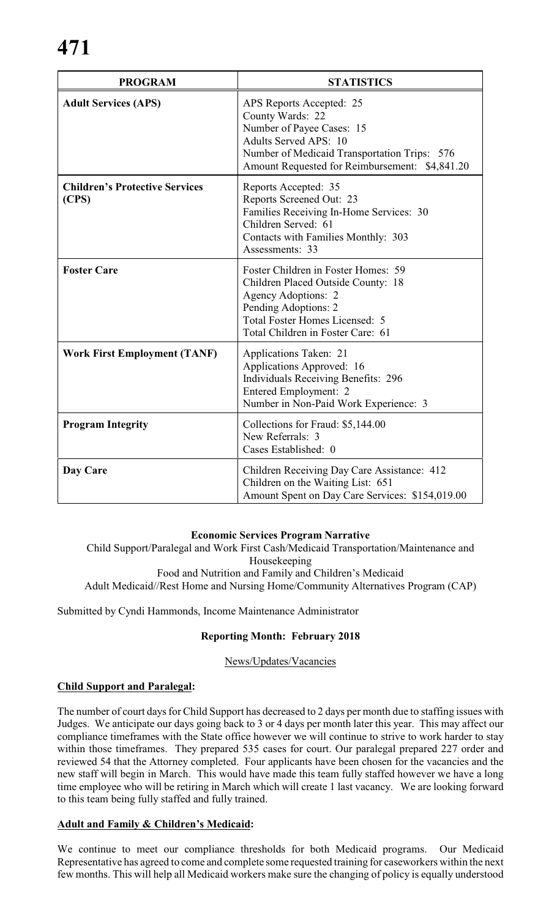| PROGRAM | STATISTICS |
|---|---|
| **Adult Services (APS)** | APS Reports Accepted: 25<br>County Wards: 22<br>Number of Payee Cases: 15<br>Adults Served APS: 10<br>Number of Medicaid Transportation Trips: 576<br>Amount Requested for Reimbursement: $4,841.20 |
| **Children's Protective Services (CPS)** | Reports Accepted: 35<br>Reports Screened Out: 23<br>Families Receiving In-Home Services: 30<br>Children Served: 61<br>Contacts with Families Monthly: 303<br>Assessments: 33 |
| **Foster Care** | Foster Children in Foster Homes: 59<br>Children Placed Outside County: 18<br>Agency Adoptions: 2<br>Pending Adoptions: 2<br>Total Foster Homes Licensed: 5<br>Total Children in Foster Care: 61 |
| **Work First Employment (TANF)** | Applications Taken: 21<br>Applications Approved: 16<br>Individuals Receiving Benefits: 296<br>Entered Employment: 2<br>Number in Non-Paid Work Experience: 3 |
| **Program Integrity** | Collections for Fraud: $5,144.00<br>New Referrals: 3<br>Cases Established: 0 |
| **Day Care** | Children Receiving Day Care Assistance: 412<br>Children on the Waiting List: 651<br>Amount Spent on Day Care Services: $154,019.00 |

**Economic Services Program Narrative**

Child Support/Paralegal and Work First Cash/Medicaid Transportation/Maintenance and Housekeeping
Food and Nutrition and Family and Children's Medicaid
Adult Medicaid//Rest Home and Nursing Home/Community Alternatives Program (CAP)

Submitted by Cyndi Hammonds, Income Maintenance Administrator

**Reporting Month: February 2018**

News/Updates/Vacancies

**Child Support and Paralegal:**

The number of court days for Child Support has decreased to 2 days per month due to staffing issues with Judges. We anticipate our days going back to 3 or 4 days per month later this year. This may affect our compliance timeframes with the State office however we will continue to strive to work harder to stay within those timeframes. They prepared 535 cases for court. Our paralegal prepared 227 order and reviewed 54 that the Attorney completed. Four applicants have been chosen for the vacancies and the new staff will begin in March. This would have made this team fully staffed however we have a long time employee who will be retiring in March which will create 1 last vacancy. We are looking forward to this team being fully staffed and fully trained.

**Adult and Family & Children's Medicaid:**

We continue to meet our compliance thresholds for both Medicaid programs. Our Medicaid Representative has agreed to come and complete some requested training for caseworkers within the next few months. This will help all Medicaid workers make sure the changing of policy is equally understood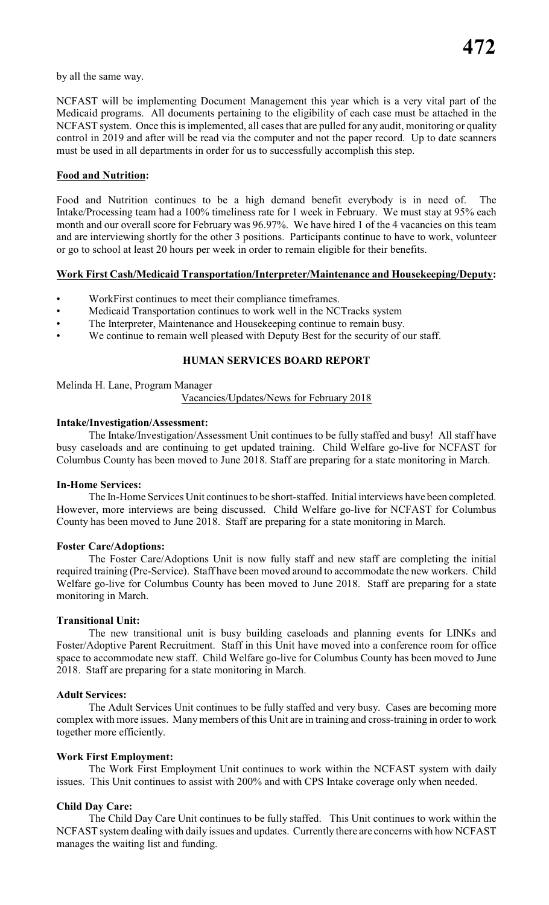by all the same way.

NCFAST will be implementing Document Management this year which is a very vital part of the Medicaid programs. All documents pertaining to the eligibility of each case must be attached in the NCFAST system. Once this is implemented, all cases that are pulled for any audit, monitoring or quality control in 2019 and after will be read via the computer and not the paper record. Up to date scanners must be used in all departments in order for us to successfully accomplish this step.

**Food and Nutrition:**

Food and Nutrition continues to be a high demand benefit everybody is in need of. The Intake/Processing team had a 100% timeliness rate for 1 week in February. We must stay at 95% each month and our overall score for February was 96.97%. We have hired 1 of the 4 vacancies on this team and are interviewing shortly for the other 3 positions. Participants continue to have to work, volunteer or go to school at least 20 hours per week in order to remain eligible for their benefits.

**Work First Cash/Medicaid Transportation/Interpreter/Maintenance and Housekeeping/Deputy:**

- WorkFirst continues to meet their compliance timeframes.
- Medicaid Transportation continues to work well in the NCTracks system
- The Interpreter, Maintenance and Housekeeping continue to remain busy.
- We continue to remain well pleased with Deputy Best for the security of our staff.

## HUMAN SERVICES BOARD REPORT

Melinda H. Lane, Program Manager

Vacancies/Updates/News for February 2018

**Intake/Investigation/Assessment:**

The Intake/Investigation/Assessment Unit continues to be fully staffed and busy! All staff have busy caseloads and are continuing to get updated training. Child Welfare go-live for NCFAST for Columbus County has been moved to June 2018. Staff are preparing for a state monitoring in March.

**In-Home Services:**

The In-Home Services Unit continues to be short-staffed. Initial interviews have been completed. However, more interviews are being discussed. Child Welfare go-live for NCFAST for Columbus County has been moved to June 2018. Staff are preparing for a state monitoring in March.

**Foster Care/Adoptions:**

The Foster Care/Adoptions Unit is now fully staff and new staff are completing the initial required training (Pre-Service). Staff have been moved around to accommodate the new workers. Child Welfare go-live for Columbus County has been moved to June 2018. Staff are preparing for a state monitoring in March.

**Transitional Unit:**

The new transitional unit is busy building caseloads and planning events for LINKs and Foster/Adoptive Parent Recruitment. Staff in this Unit have moved into a conference room for office space to accommodate new staff. Child Welfare go-live for Columbus County has been moved to June 2018. Staff are preparing for a state monitoring in March.

**Adult Services:**

The Adult Services Unit continues to be fully staffed and very busy. Cases are becoming more complex with more issues. Many members of this Unit are in training and cross-training in order to work together more efficiently.

**Work First Employment:**

The Work First Employment Unit continues to work within the NCFAST system with daily issues. This Unit continues to assist with 200% and with CPS Intake coverage only when needed.

**Child Day Care:**

The Child Day Care Unit continues to be fully staffed. This Unit continues to work within the NCFAST system dealing with daily issues and updates. Currently there are concerns with how NCFAST manages the waiting list and funding.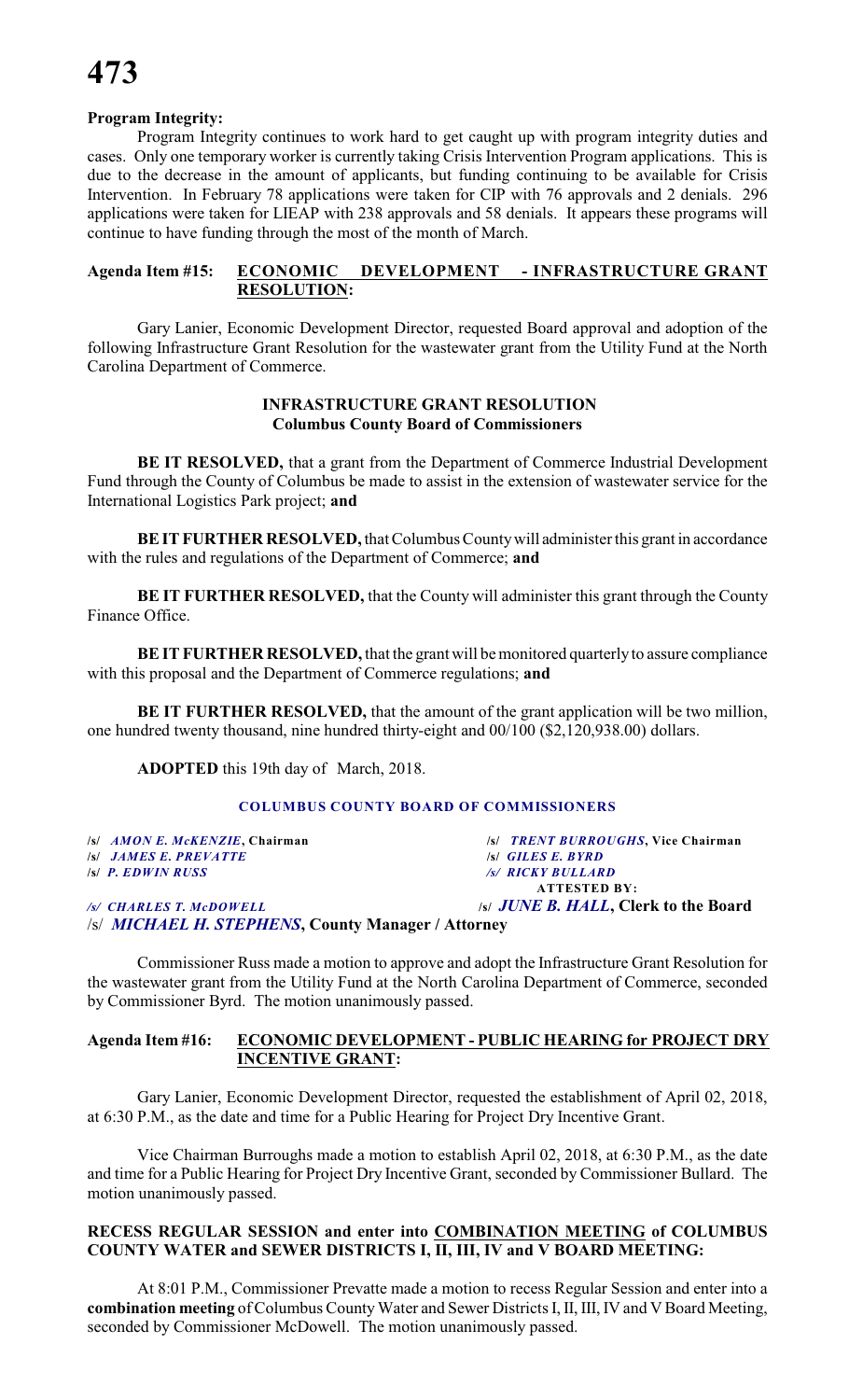**Program Integrity:**

Program Integrity continues to work hard to get caught up with program integrity duties and cases. Only one temporary worker is currently taking Crisis Intervention Program applications. This is due to the decrease in the amount of applicants, but funding continuing to be available for Crisis Intervention. In February 78 applications were taken for CIP with 76 approvals and 2 denials. 296 applications were taken for LIEAP with 238 approvals and 58 denials. It appears these programs will continue to have funding through the most of the month of March.

**Agenda Item #15: ECONOMIC DEVELOPMENT - INFRASTRUCTURE GRANT RESOLUTION:**

Gary Lanier, Economic Development Director, requested Board approval and adoption of the following Infrastructure Grant Resolution for the wastewater grant from the Utility Fund at the North Carolina Department of Commerce.

**INFRASTRUCTURE GRANT RESOLUTION**
**Columbus County Board of Commissioners**

**BE IT RESOLVED,** that a grant from the Department of Commerce Industrial Development Fund through the County of Columbus be made to assist in the extension of wastewater service for the International Logistics Park project; **and**

**BE IT FURTHER RESOLVED,** that Columbus County will administer this grant in accordance with the rules and regulations of the Department of Commerce; **and**

**BE IT FURTHER RESOLVED,** that the County will administer this grant through the County Finance Office.

**BE IT FURTHER RESOLVED,** that the grant will be monitored quarterly to assure compliance with this proposal and the Department of Commerce regulations; **and**

**BE IT FURTHER RESOLVED,** that the amount of the grant application will be two million, one hundred twenty thousand, nine hundred thirty-eight and 00/100 ($2,120,938.00) dollars.

**ADOPTED** this 19th day of March, 2018.

**COLUMBUS COUNTY BOARD OF COMMISSIONERS**

/s/ *AMON E. McKENZIE*, Chairman
/s/ *TRENT BURROUGHS*, Vice Chairman
/s/ *JAMES E. PREVATTE*
/s/ *GILES E. BYRD*
/s/ *P. EDWIN RUSS*
/s/ *RICKY BULLARD*
/s/ *CHARLES T. McDOWELL*

ATTESTED BY:
/s/ *JUNE B. HALL*, Clerk to the Board

/s/ *MICHAEL H. STEPHENS*, County Manager / Attorney

Commissioner Russ made a motion to approve and adopt the Infrastructure Grant Resolution for the wastewater grant from the Utility Fund at the North Carolina Department of Commerce, seconded by Commissioner Byrd. The motion unanimously passed.

**Agenda Item #16: ECONOMIC DEVELOPMENT - PUBLIC HEARING for PROJECT DRY INCENTIVE GRANT:**

Gary Lanier, Economic Development Director, requested the establishment of April 02, 2018, at 6:30 P.M., as the date and time for a Public Hearing for Project Dry Incentive Grant.

Vice Chairman Burroughs made a motion to establish April 02, 2018, at 6:30 P.M., as the date and time for a Public Hearing for Project Dry Incentive Grant, seconded by Commissioner Bullard. The motion unanimously passed.

**RECESS REGULAR SESSION and enter into COMBINATION MEETING of COLUMBUS COUNTY WATER and SEWER DISTRICTS I, II, III, IV and V BOARD MEETING:**

At 8:01 P.M., Commissioner Prevatte made a motion to recess Regular Session and enter into a **combination meeting** of Columbus County Water and Sewer Districts I, II, III, IV and V Board Meeting, seconded by Commissioner McDowell. The motion unanimously passed.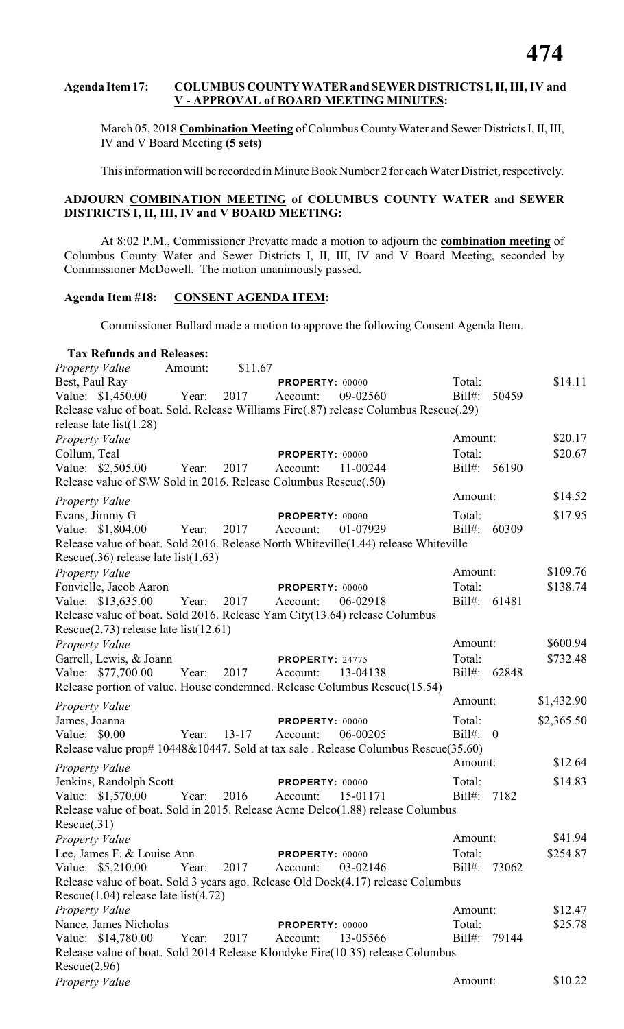**Agenda Item 17: COLUMBUS COUNTY WATER and SEWER DISTRICTS I, II, III, IV and V - APPROVAL of BOARD MEETING MINUTES:**

March 05, 2018 **Combination Meeting** of Columbus County Water and Sewer Districts I, II, III, IV and V Board Meeting **(5 sets)**

This information will be recorded in Minute Book Number 2 for each Water District, respectively.

**ADJOURN COMBINATION MEETING of COLUMBUS COUNTY WATER and SEWER DISTRICTS I, II, III, IV and V BOARD MEETING:**

At 8:02 P.M., Commissioner Prevatte made a motion to adjourn the **combination meeting** of Columbus County Water and Sewer Districts I, II, III, IV and V Board Meeting, seconded by Commissioner McDowell. The motion unanimously passed.

**Agenda Item #18: CONSENT AGENDA ITEM:**

Commissioner Bullard made a motion to approve the following Consent Agenda Item.

**Tax Refunds and Releases:**

*Property Value* Amount: $11.67
Best, Paul Ray PROPERTY: 00000 Total: $14.11
Value: $1,450.00 Year: 2017 Account: 09-02560 Bill#: 50459
Release value of boat. Sold. Release Williams Fire(.87) release Columbus Rescue(.29) release late list(1.28)

*Property Value* Amount: $20.17
Collum, Teal PROPERTY: 00000 Total: $20.67
Value: $2,505.00 Year: 2017 Account: 11-00244 Bill#: 56190
Release value of S\W Sold in 2016. Release Columbus Rescue(.50)

*Property Value* Amount: $14.52
Evans, Jimmy G PROPERTY: 00000 Total: $17.95
Value: $1,804.00 Year: 2017 Account: 01-07929 Bill#: 60309
Release value of boat. Sold 2016. Release North Whiteville(1.44) release Whiteville Rescue(.36) release late list(1.63)

*Property Value* Amount: $109.76
Fonvielle, Jacob Aaron PROPERTY: 00000 Total: $138.74
Value: $13,635.00 Year: 2017 Account: 06-02918 Bill#: 61481
Release value of boat. Sold 2016. Release Yam City(13.64) release Columbus Rescue(2.73) release late list(12.61)

*Property Value* Amount: $600.94
Garrell, Lewis, & Joann PROPERTY: 24775 Total: $732.48
Value: $77,700.00 Year: 2017 Account: 13-04138 Bill#: 62848
Release portion of value. House condemned. Release Columbus Rescue(15.54)

*Property Value* Amount: $1,432.90
James, Joanna PROPERTY: 00000 Total: $2,365.50
Value: $0.00 Year: 13-17 Account: 06-00205 Bill#: 0
Release value prop# 10448&10447. Sold at tax sale . Release Columbus Rescue(35.60)

*Property Value* Amount: $12.64
Jenkins, Randolph Scott PROPERTY: 00000 Total: $14.83
Value: $1,570.00 Year: 2016 Account: 15-01171 Bill#: 7182
Release value of boat. Sold in 2015. Release Acme Delco(1.88) release Columbus Rescue(.31)

*Property Value* Amount: $41.94
Lee, James F. & Louise Ann PROPERTY: 00000 Total: $254.87
Value: $5,210.00 Year: 2017 Account: 03-02146 Bill#: 73062
Release value of boat. Sold 3 years ago. Release Old Dock(4.17) release Columbus Rescue(1.04) release late list(4.72)

*Property Value* Amount: $12.47
Nance, James Nicholas PROPERTY: 00000 Total: $25.78
Value: $14,780.00 Year: 2017 Account: 13-05566 Bill#: 79144
Release value of boat. Sold 2014 Release Klondyke Fire(10.35) release Columbus Rescue(2.96)

*Property Value* Amount: $10.22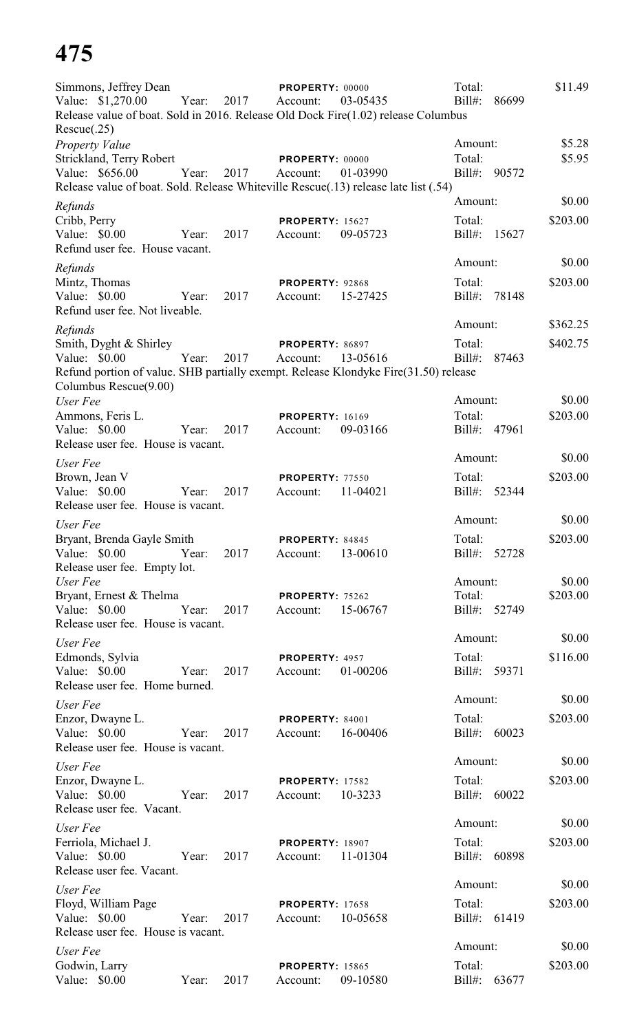Simmons, Jeffrey Dean | PROPERTY: 00000 | Total: $11.49
Value: $1,270.00 Year: 2017 Account: 03-05435 Bill#: 86699
Release value of boat. Sold in 2016. Release Old Dock Fire(1.02) release Columbus Rescue(.25)

*Property Value*

Amount: $5.28

Strickland, Terry Robert | PROPERTY: 00000 | Total: $5.95
Value: $656.00 Year: 2017 Account: 01-03990 Bill#: 90572
Release value of boat. Sold. Release Whiteville Rescue(.13) release late list (.54)

*Refunds*

Amount: $0.00

Cribb, Perry | PROPERTY: 15627 | Total: $203.00
Value: $0.00 Year: 2017 Account: 09-05723 Bill#: 15627
Refund user fee. House vacant.

*Refunds*

Amount: $0.00

Mintz, Thomas | PROPERTY: 92868 | Total: $203.00
Value: $0.00 Year: 2017 Account: 15-27425 Bill#: 78148
Refund user fee. Not liveable.

*Refunds*

Amount: $362.25

Smith, Dyght & Shirley | PROPERTY: 86897 | Total: $402.75
Value: $0.00 Year: 2017 Account: 13-05616 Bill#: 87463
Refund portion of value. SHB partially exempt. Release Klondyke Fire(31.50) release Columbus Rescue(9.00)

*User Fee*

Amount: $0.00

Ammons, Feris L. | PROPERTY: 16169 | Total: $203.00
Value: $0.00 Year: 2017 Account: 09-03166 Bill#: 47961
Release user fee. House is vacant.

*User Fee*

Amount: $0.00

Brown, Jean V | PROPERTY: 77550 | Total: $203.00
Value: $0.00 Year: 2017 Account: 11-04021 Bill#: 52344
Release user fee. House is vacant.

*User Fee*

Amount: $0.00

Bryant, Brenda Gayle Smith | PROPERTY: 84845 | Total: $203.00
Value: $0.00 Year: 2017 Account: 13-00610 Bill#: 52728
Release user fee. Empty lot.

*User Fee*

Amount: $0.00

Bryant, Ernest & Thelma | PROPERTY: 75262 | Total: $203.00
Value: $0.00 Year: 2017 Account: 15-06767 Bill#: 52749
Release user fee. House is vacant.

*User Fee*

Amount: $0.00

Edmonds, Sylvia | PROPERTY: 4957 | Total: $116.00
Value: $0.00 Year: 2017 Account: 01-00206 Bill#: 59371
Release user fee. Home burned.

*User Fee*

Amount: $0.00

Enzor, Dwayne L. | PROPERTY: 84001 | Total: $203.00
Value: $0.00 Year: 2017 Account: 16-00406 Bill#: 60023
Release user fee. House is vacant.

*User Fee*

Amount: $0.00

Enzor, Dwayne L. | PROPERTY: 17582 | Total: $203.00
Value: $0.00 Year: 2017 Account: 10-3233 Bill#: 60022
Release user fee. Vacant.

*User Fee*

Amount: $0.00

Ferriola, Michael J. | PROPERTY: 18907 | Total: $203.00
Value: $0.00 Year: 2017 Account: 11-01304 Bill#: 60898
Release user fee. Vacant.

*User Fee*

Amount: $0.00

Floyd, William Page | PROPERTY: 17658 | Total: $203.00
Value: $0.00 Year: 2017 Account: 10-05658 Bill#: 61419
Release user fee. House is vacant.

*User Fee*

Amount: $0.00

Godwin, Larry | PROPERTY: 15865 | Total: $203.00
Value: $0.00 Year: 2017 Account: 09-10580 Bill#: 63677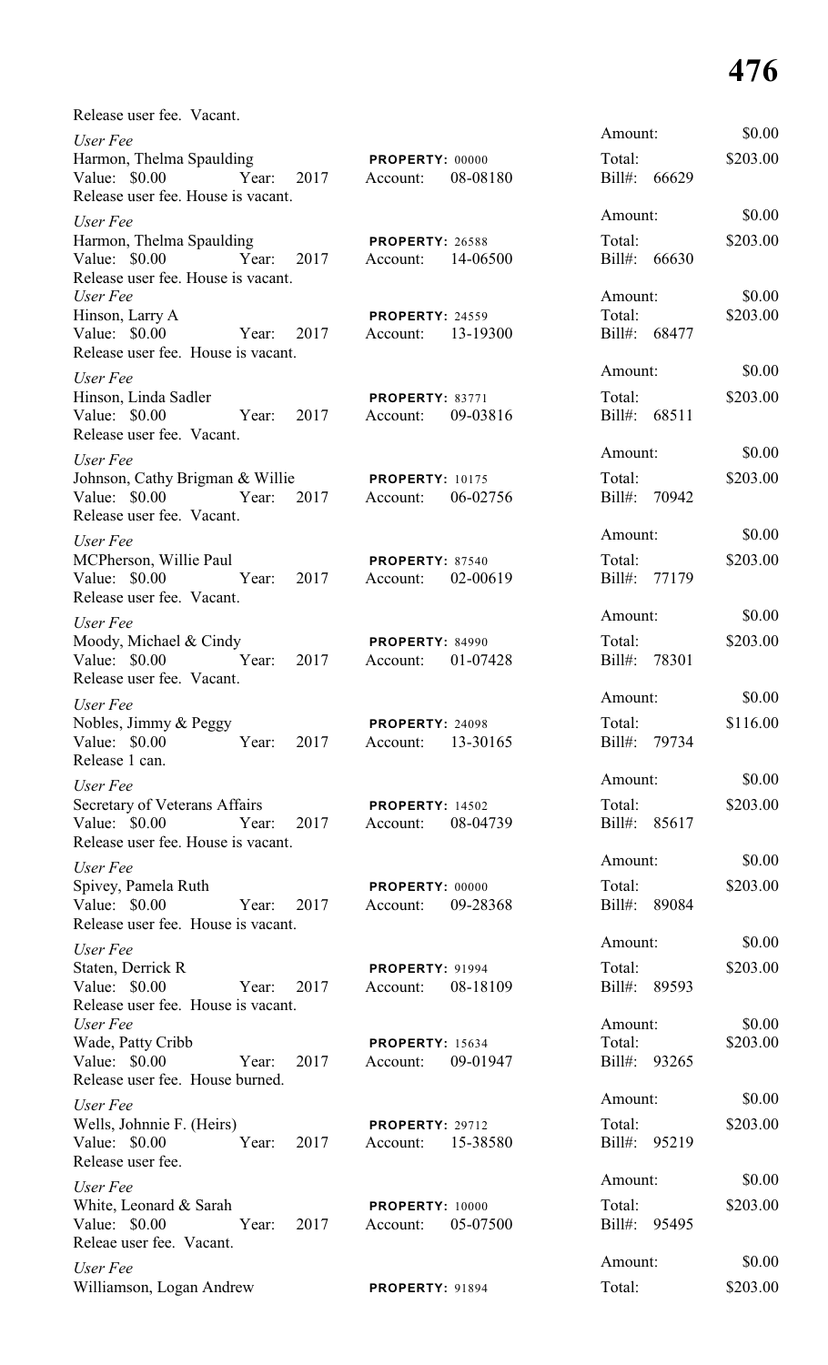Release user fee. Vacant.

*User Fee*
Harmon, Thelma Spaulding — **PROPERTY:** 00000
Value: $0.00 Year: 2017 Account: 08-08180
Release user fee. House is vacant.
Amount: $0.00
Total: $203.00
Bill#: 66629

*User Fee*
Harmon, Thelma Spaulding — **PROPERTY:** 26588
Value: $0.00 Year: 2017 Account: 14-06500
Release user fee. House is vacant.
Amount: $0.00
Total: $203.00
Bill#: 66630

*User Fee*
Hinson, Larry A — **PROPERTY:** 24559
Value: $0.00 Year: 2017 Account: 13-19300
Release user fee. House is vacant.
Amount: $0.00
Total: $203.00
Bill#: 68477

*User Fee*
Hinson, Linda Sadler — **PROPERTY:** 83771
Value: $0.00 Year: 2017 Account: 09-03816
Release user fee. Vacant.
Amount: $0.00
Total: $203.00
Bill#: 68511

*User Fee*
Johnson, Cathy Brigman & Willie — **PROPERTY:** 10175
Value: $0.00 Year: 2017 Account: 06-02756
Release user fee. Vacant.
Amount: $0.00
Total: $203.00
Bill#: 70942

*User Fee*
MCPherson, Willie Paul — **PROPERTY:** 87540
Value: $0.00 Year: 2017 Account: 02-00619
Release user fee. Vacant.
Amount: $0.00
Total: $203.00
Bill#: 77179

*User Fee*
Moody, Michael & Cindy — **PROPERTY:** 84990
Value: $0.00 Year: 2017 Account: 01-07428
Release user fee. Vacant.
Amount: $0.00
Total: $203.00
Bill#: 78301

*User Fee*
Nobles, Jimmy & Peggy — **PROPERTY:** 24098
Value: $0.00 Year: 2017 Account: 13-30165
Release 1 can.
Amount: $0.00
Total: $116.00
Bill#: 79734

*User Fee*
Secretary of Veterans Affairs — **PROPERTY:** 14502
Value: $0.00 Year: 2017 Account: 08-04739
Release user fee. House is vacant.
Amount: $0.00
Total: $203.00
Bill#: 85617

*User Fee*
Spivey, Pamela Ruth — **PROPERTY:** 00000
Value: $0.00 Year: 2017 Account: 09-28368
Release user fee. House is vacant.
Amount: $0.00
Total: $203.00
Bill#: 89084

*User Fee*
Staten, Derrick R — **PROPERTY:** 91994
Value: $0.00 Year: 2017 Account: 08-18109
Release user fee. House is vacant.
Amount: $0.00
Total: $203.00
Bill#: 89593

*User Fee*
Wade, Patty Cribb — **PROPERTY:** 15634
Value: $0.00 Year: 2017 Account: 09-01947
Release user fee. House burned.
Amount: $0.00
Total: $203.00
Bill#: 93265

*User Fee*
Wells, Johnnie F. (Heirs) — **PROPERTY:** 29712
Value: $0.00 Year: 2017 Account: 15-38580
Release user fee.
Amount: $0.00
Total: $203.00
Bill#: 95219

*User Fee*
White, Leonard & Sarah — **PROPERTY:** 10000
Value: $0.00 Year: 2017 Account: 05-07500
Releae user fee. Vacant.
Amount: $0.00
Total: $203.00
Bill#: 95495

*User Fee*
Williamson, Logan Andrew — **PROPERTY:** 91894
Amount: $0.00
Total: $203.00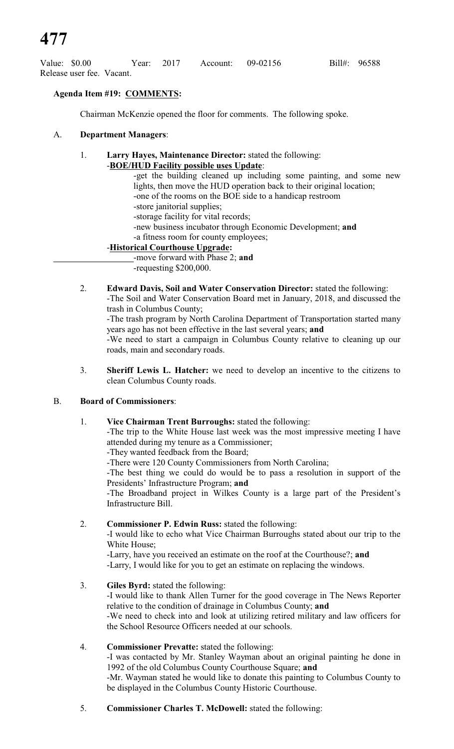**477**

Value: $0.00 Year: 2017 Account: 09-02156 Bill#: 96588
Release user fee. Vacant.

**Agenda Item #19: COMMENTS:**

Chairman McKenzie opened the floor for comments. The following spoke.

A. **Department Managers**:

1. **Larry Hayes, Maintenance Director:** stated the following:
   -**BOE/HUD Facility possible uses Update**:
   - -get the building cleaned up including some painting, and some new lights, then move the HUD operation back to their original location;
   - -one of the rooms on the BOE side to a handicap restroom
   - -store janitorial supplies;
   - -storage facility for vital records;
   - -new business incubator through Economic Development; **and**
   - -a fitness room for county employees;

   -**Historical Courthouse Upgrade:**
   - -move forward with Phase 2; **and**
   - -requesting $200,000.

2. **Edward Davis, Soil and Water Conservation Director:** stated the following:
   -The Soil and Water Conservation Board met in January, 2018, and discussed the trash in Columbus County;
   -The trash program by North Carolina Department of Transportation started many years ago has not been effective in the last several years; **and**
   -We need to start a campaign in Columbus County relative to cleaning up our roads, main and secondary roads.

3. **Sheriff Lewis L. Hatcher:** we need to develop an incentive to the citizens to clean Columbus County roads.

B. **Board of Commissioners**:

1. **Vice Chairman Trent Burroughs:** stated the following:
   -The trip to the White House last week was the most impressive meeting I have attended during my tenure as a Commissioner;
   -They wanted feedback from the Board;
   -There were 120 County Commissioners from North Carolina;
   -The best thing we could do would be to pass a resolution in support of the Presidents' Infrastructure Program; **and**
   -The Broadband project in Wilkes County is a large part of the President's Infrastructure Bill.

2. **Commissioner P. Edwin Russ:** stated the following:
   -I would like to echo what Vice Chairman Burroughs stated about our trip to the White House;
   -Larry, have you received an estimate on the roof at the Courthouse?; **and**
   -Larry, I would like for you to get an estimate on replacing the windows.

3. **Giles Byrd:** stated the following:
   -I would like to thank Allen Turner for the good coverage in The News Reporter relative to the condition of drainage in Columbus County; **and**
   -We need to check into and look at utilizing retired military and law officers for the School Resource Officers needed at our schools.

4. **Commissioner Prevatte:** stated the following:
   -I was contacted by Mr. Stanley Wayman about an original painting he done in 1992 of the old Columbus County Courthouse Square; **and**
   -Mr. Wayman stated he would like to donate this painting to Columbus County to be displayed in the Columbus County Historic Courthouse.

5. **Commissioner Charles T. McDowell:** stated the following: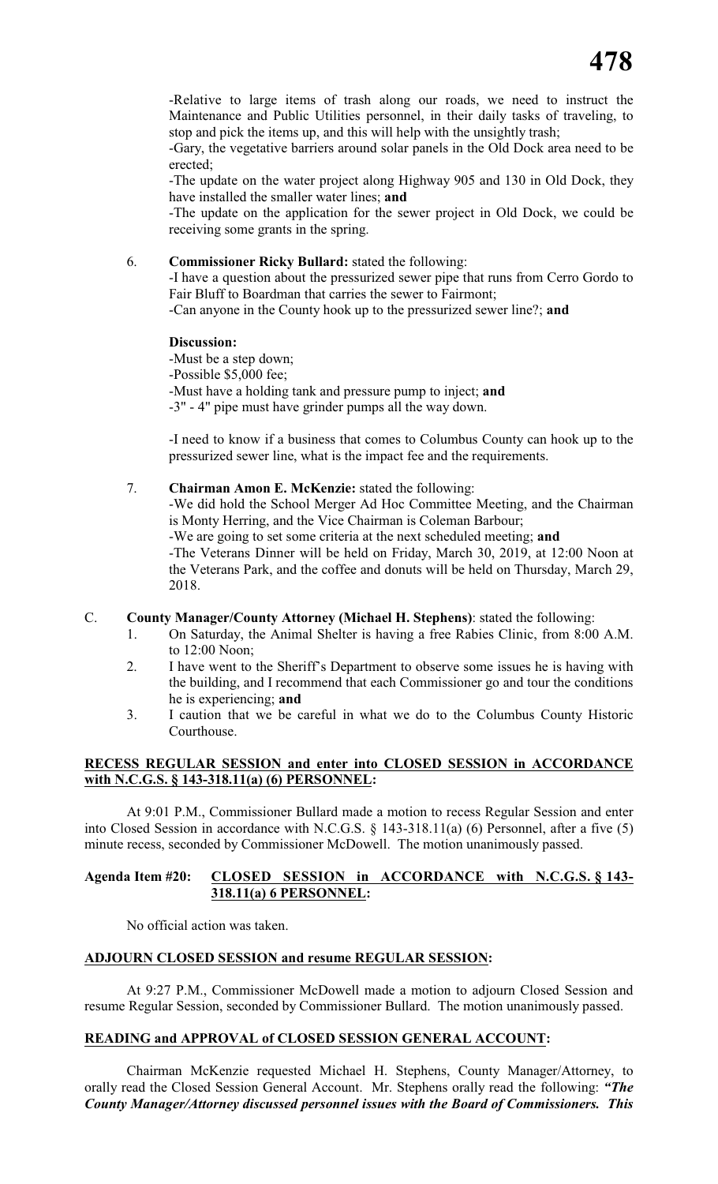-Relative to large items of trash along our roads, we need to instruct the Maintenance and Public Utilities personnel, in their daily tasks of traveling, to stop and pick the items up, and this will help with the unsightly trash;

-Gary, the vegetative barriers around solar panels in the Old Dock area need to be erected;

-The update on the water project along Highway 905 and 130 in Old Dock, they have installed the smaller water lines; **and**

-The update on the application for the sewer project in Old Dock, we could be receiving some grants in the spring.

6. **Commissioner Ricky Bullard:** stated the following:

   -I have a question about the pressurized sewer pipe that runs from Cerro Gordo to Fair Bluff to Boardman that carries the sewer to Fairmont;

   -Can anyone in the County hook up to the pressurized sewer line?; **and**

   **Discussion:**

   -Must be a step down;

   -Possible $5,000 fee;

   -Must have a holding tank and pressure pump to inject; **and**

   -3" - 4" pipe must have grinder pumps all the way down.

   -I need to know if a business that comes to Columbus County can hook up to the pressurized sewer line, what is the impact fee and the requirements.

7. **Chairman Amon E. McKenzie:** stated the following:

   -We did hold the School Merger Ad Hoc Committee Meeting, and the Chairman is Monty Herring, and the Vice Chairman is Coleman Barbour;

   -We are going to set some criteria at the next scheduled meeting; **and**

   -The Veterans Dinner will be held on Friday, March 30, 2019, at 12:00 Noon at the Veterans Park, and the coffee and donuts will be held on Thursday, March 29, 2018.

C. **County Manager/County Attorney (Michael H. Stephens)**: stated the following:

1. On Saturday, the Animal Shelter is having a free Rabies Clinic, from 8:00 A.M. to 12:00 Noon;
2. I have went to the Sheriff's Department to observe some issues he is having with the building, and I recommend that each Commissioner go and tour the conditions he is experiencing; **and**
3. I caution that we be careful in what we do to the Columbus County Historic Courthouse.

**RECESS REGULAR SESSION and enter into CLOSED SESSION in ACCORDANCE with N.C.G.S. § 143-318.11(a) (6) PERSONNEL:**

At 9:01 P.M., Commissioner Bullard made a motion to recess Regular Session and enter into Closed Session in accordance with N.C.G.S. § 143-318.11(a) (6) Personnel, after a five (5) minute recess, seconded by Commissioner McDowell. The motion unanimously passed.

**Agenda Item #20: CLOSED SESSION in ACCORDANCE with N.C.G.S. § 143-318.11(a) 6 PERSONNEL:**

No official action was taken.

**ADJOURN CLOSED SESSION and resume REGULAR SESSION:**

At 9:27 P.M., Commissioner McDowell made a motion to adjourn Closed Session and resume Regular Session, seconded by Commissioner Bullard. The motion unanimously passed.

**READING and APPROVAL of CLOSED SESSION GENERAL ACCOUNT:**

Chairman McKenzie requested Michael H. Stephens, County Manager/Attorney, to orally read the Closed Session General Account. Mr. Stephens orally read the following: ***"The County Manager/Attorney discussed personnel issues with the Board of Commissioners. This***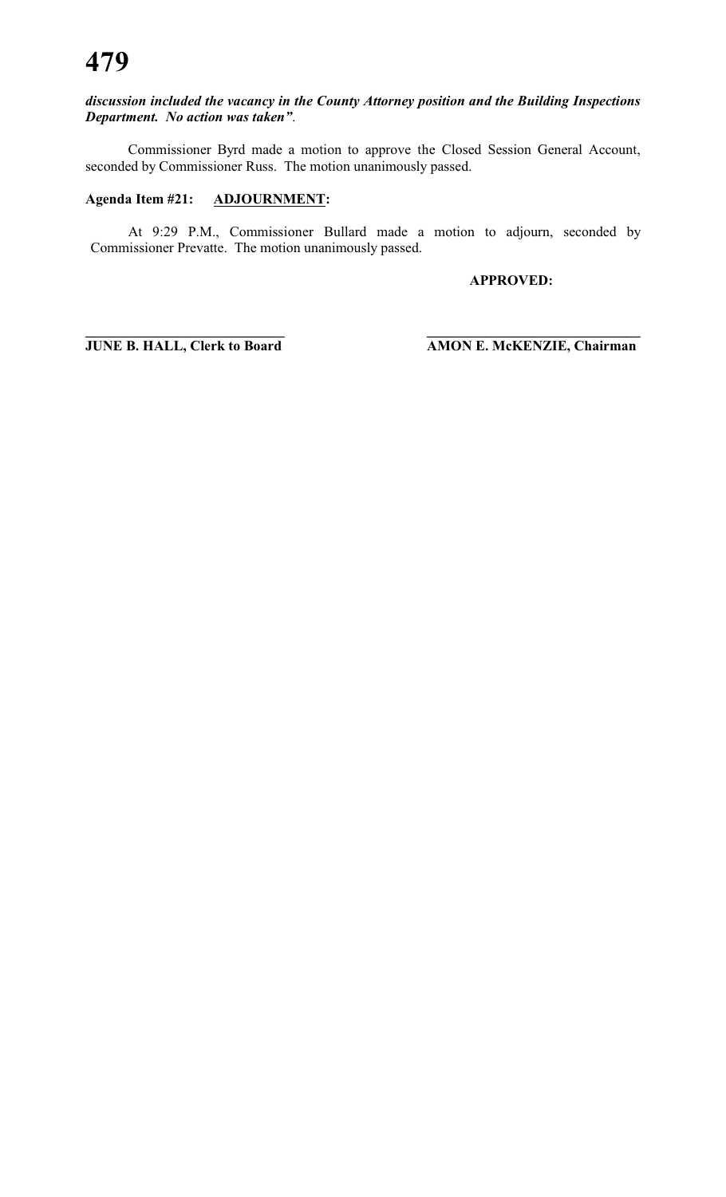***discussion included the vacancy in the County Attorney position and the Building Inspections Department. No action was taken"***.

Commissioner Byrd made a motion to approve the Closed Session General Account, seconded by Commissioner Russ. The motion unanimously passed.

**Agenda Item #21: ADJOURNMENT:**

At 9:29 P.M., Commissioner Bullard made a motion to adjourn, seconded by Commissioner Prevatte. The motion unanimously passed.

**APPROVED:**

**\_\_\_\_\_\_\_\_\_\_\_\_\_\_\_\_\_\_\_\_\_\_\_\_\_\_\_\_**
**JUNE B. HALL, Clerk to Board**

**\_\_\_\_\_\_\_\_\_\_\_\_\_\_\_\_\_\_\_\_\_\_\_\_\_\_\_\_\_\_**
**AMON E. McKENZIE, Chairman**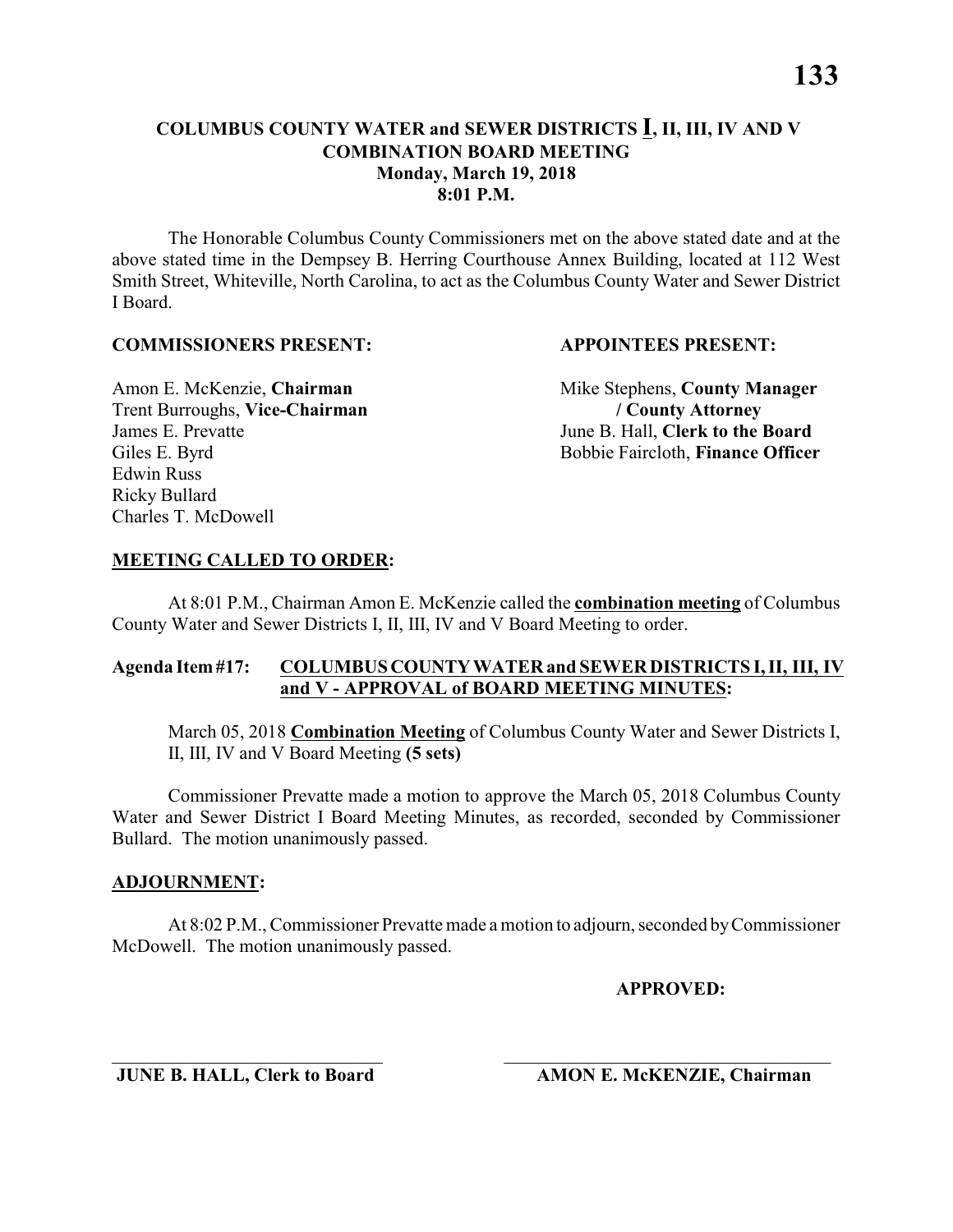# COLUMBUS COUNTY WATER and SEWER DISTRICTS I, II, III, IV AND V
## COMBINATION BOARD MEETING
### Monday, March 19, 2018
### 8:01 P.M.

The Honorable Columbus County Commissioners met on the above stated date and at the above stated time in the Dempsey B. Herring Courthouse Annex Building, located at 112 West Smith Street, Whiteville, North Carolina, to act as the Columbus County Water and Sewer District I Board.

**COMMISSIONERS PRESENT:**

Amon E. McKenzie, **Chairman**
Trent Burroughs, **Vice-Chairman**
James E. Prevatte
Giles E. Byrd
Edwin Russ
Ricky Bullard
Charles T. McDowell

**APPOINTEES PRESENT:**

Mike Stephens, **County Manager / County Attorney**
June B. Hall, **Clerk to the Board**
Bobbie Faircloth, **Finance Officer**

**MEETING CALLED TO ORDER:**

At 8:01 P.M., Chairman Amon E. McKenzie called the **combination meeting** of Columbus County Water and Sewer Districts I, II, III, IV and V Board Meeting to order.

**Agenda Item #17: COLUMBUS COUNTY WATER and SEWER DISTRICTS I, II, III, IV and V - APPROVAL of BOARD MEETING MINUTES:**

March 05, 2018 **Combination Meeting** of Columbus County Water and Sewer Districts I, II, III, IV and V Board Meeting **(5 sets)**

Commissioner Prevatte made a motion to approve the March 05, 2018 Columbus County Water and Sewer District I Board Meeting Minutes, as recorded, seconded by Commissioner Bullard. The motion unanimously passed.

**ADJOURNMENT:**

At 8:02 P.M., Commissioner Prevatte made a motion to adjourn, seconded by Commissioner McDowell. The motion unanimously passed.

**APPROVED:**

\_\_\_\_\_\_\_\_\_\_\_\_\_\_\_\_\_\_\_\_\_\_\_\_\_\_\_\_
**JUNE B. HALL, Clerk to Board**

\_\_\_\_\_\_\_\_\_\_\_\_\_\_\_\_\_\_\_\_\_\_\_\_\_\_\_\_
**AMON E. McKENZIE, Chairman**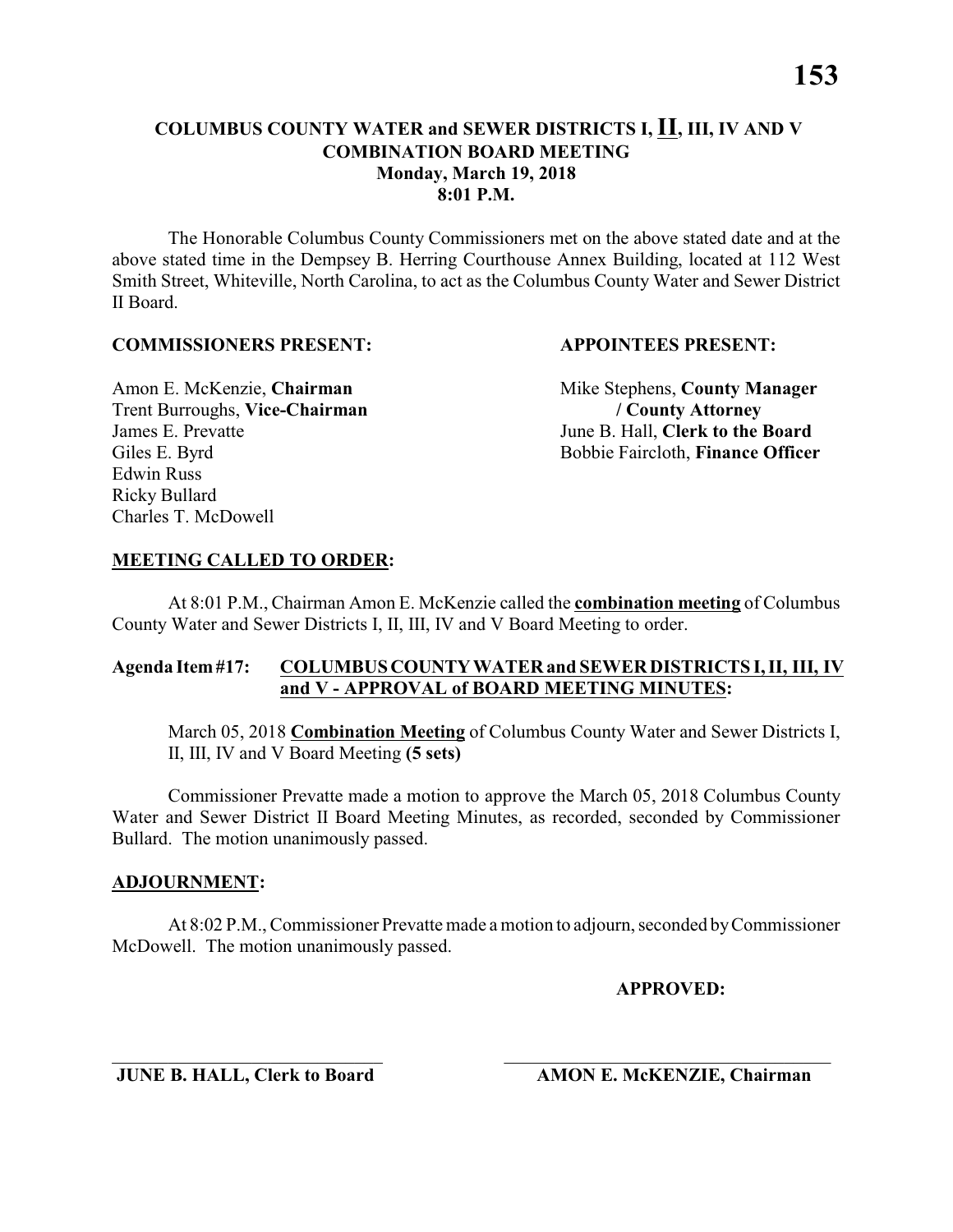# COLUMBUS COUNTY WATER and SEWER DISTRICTS I, II, III, IV AND V COMBINATION BOARD MEETING
**Monday, March 19, 2018**
**8:01 P.M.**

The Honorable Columbus County Commissioners met on the above stated date and at the above stated time in the Dempsey B. Herring Courthouse Annex Building, located at 112 West Smith Street, Whiteville, North Carolina, to act as the Columbus County Water and Sewer District II Board.

**COMMISSIONERS PRESENT:**

Amon E. McKenzie, **Chairman**
Trent Burroughs, **Vice-Chairman**
James E. Prevatte
Giles E. Byrd
Edwin Russ
Ricky Bullard
Charles T. McDowell

**APPOINTEES PRESENT:**

Mike Stephens, **County Manager / County Attorney**
June B. Hall, **Clerk to the Board**
Bobbie Faircloth, **Finance Officer**

**MEETING CALLED TO ORDER:**

At 8:01 P.M., Chairman Amon E. McKenzie called the **combination meeting** of Columbus County Water and Sewer Districts I, II, III, IV and V Board Meeting to order.

**Agenda Item #17: COLUMBUS COUNTY WATER and SEWER DISTRICTS I, II, III, IV and V - APPROVAL of BOARD MEETING MINUTES:**

March 05, 2018 **Combination Meeting** of Columbus County Water and Sewer Districts I, II, III, IV and V Board Meeting **(5 sets)**

Commissioner Prevatte made a motion to approve the March 05, 2018 Columbus County Water and Sewer District II Board Meeting Minutes, as recorded, seconded by Commissioner Bullard. The motion unanimously passed.

**ADJOURNMENT:**

At 8:02 P.M., Commissioner Prevatte made a motion to adjourn, seconded by Commissioner McDowell. The motion unanimously passed.

**APPROVED:**

\_\_\_\_\_\_\_\_\_\_\_\_\_\_\_\_\_\_\_\_\_\_\_\_\_\_\_\_\_\_
**JUNE B. HALL, Clerk to Board**

\_\_\_\_\_\_\_\_\_\_\_\_\_\_\_\_\_\_\_\_\_\_\_\_\_\_\_\_\_\_
**AMON E. McKENZIE, Chairman**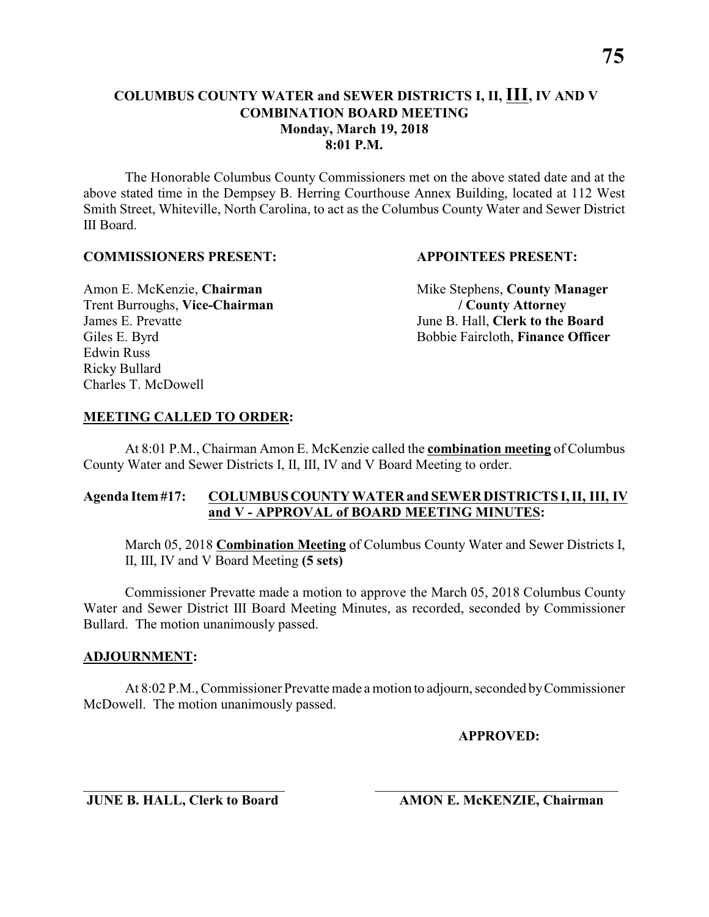# COLUMBUS COUNTY WATER and SEWER DISTRICTS I, II, III, IV AND V COMBINATION BOARD MEETING
## Monday, March 19, 2018
## 8:01 P.M.

The Honorable Columbus County Commissioners met on the above stated date and at the above stated time in the Dempsey B. Herring Courthouse Annex Building, located at 112 West Smith Street, Whiteville, North Carolina, to act as the Columbus County Water and Sewer District III Board.

**COMMISSIONERS PRESENT:**

Amon E. McKenzie, **Chairman**
Trent Burroughs, **Vice-Chairman**
James E. Prevatte
Giles E. Byrd
Edwin Russ
Ricky Bullard
Charles T. McDowell

**APPOINTEES PRESENT:**

Mike Stephens, **County Manager / County Attorney**
June B. Hall, **Clerk to the Board**
Bobbie Faircloth, **Finance Officer**

**MEETING CALLED TO ORDER:**

At 8:01 P.M., Chairman Amon E. McKenzie called the **combination meeting** of Columbus County Water and Sewer Districts I, II, III, IV and V Board Meeting to order.

**Agenda Item #17: COLUMBUS COUNTY WATER and SEWER DISTRICTS I, II, III, IV and V - APPROVAL of BOARD MEETING MINUTES:**

March 05, 2018 **Combination Meeting** of Columbus County Water and Sewer Districts I, II, III, IV and V Board Meeting **(5 sets)**

Commissioner Prevatte made a motion to approve the March 05, 2018 Columbus County Water and Sewer District III Board Meeting Minutes, as recorded, seconded by Commissioner Bullard. The motion unanimously passed.

**ADJOURNMENT:**

At 8:02 P.M., Commissioner Prevatte made a motion to adjourn, seconded by Commissioner McDowell. The motion unanimously passed.

**APPROVED:**

______________________________
**JUNE B. HALL, Clerk to Board**

______________________________
**AMON E. McKENZIE, Chairman**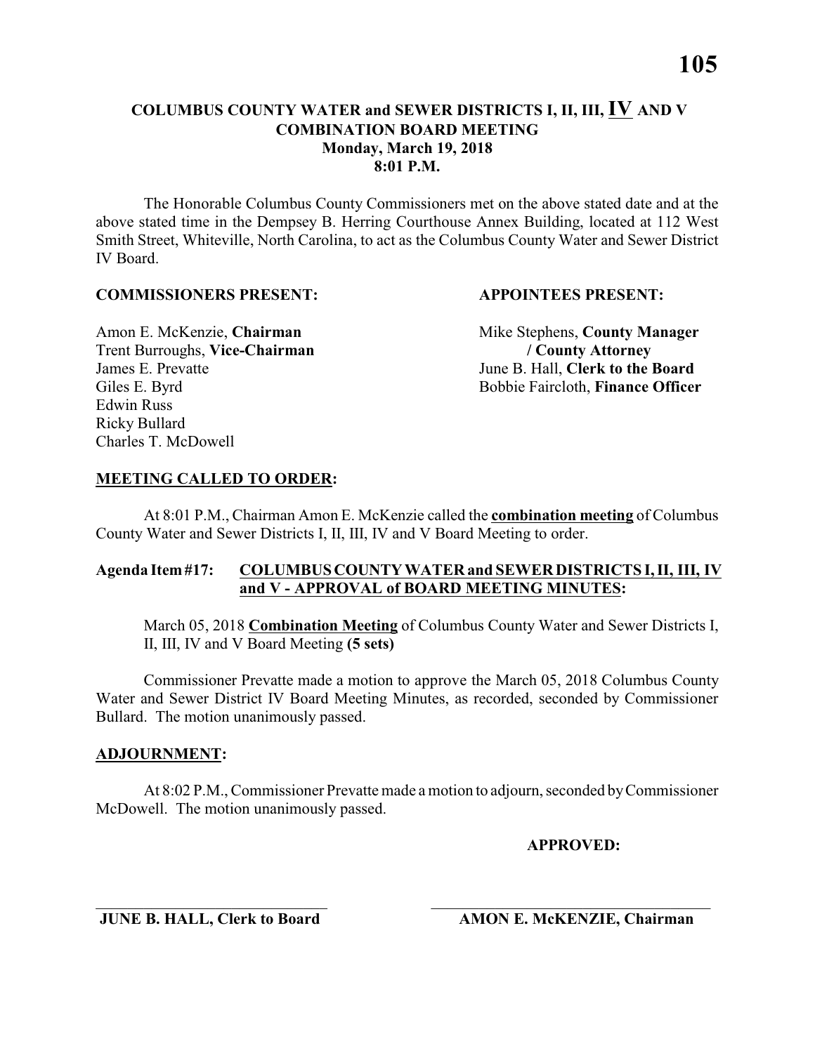# COLUMBUS COUNTY WATER and SEWER DISTRICTS I, II, III, IV AND V COMBINATION BOARD MEETING

**Monday, March 19, 2018**
**8:01 P.M.**

The Honorable Columbus County Commissioners met on the above stated date and at the above stated time in the Dempsey B. Herring Courthouse Annex Building, located at 112 West Smith Street, Whiteville, North Carolina, to act as the Columbus County Water and Sewer District IV Board.

**COMMISSIONERS PRESENT:**

Amon E. McKenzie, **Chairman**
Trent Burroughs, **Vice-Chairman**
James E. Prevatte
Giles E. Byrd
Edwin Russ
Ricky Bullard
Charles T. McDowell

**APPOINTEES PRESENT:**

Mike Stephens, **County Manager / County Attorney**
June B. Hall, **Clerk to the Board**
Bobbie Faircloth, **Finance Officer**

**MEETING CALLED TO ORDER:**

At 8:01 P.M., Chairman Amon E. McKenzie called the **combination meeting** of Columbus County Water and Sewer Districts I, II, III, IV and V Board Meeting to order.

**Agenda Item #17: COLUMBUS COUNTY WATER and SEWER DISTRICTS I, II, III, IV and V - APPROVAL of BOARD MEETING MINUTES:**

March 05, 2018 **Combination Meeting** of Columbus County Water and Sewer Districts I, II, III, IV and V Board Meeting **(5 sets)**

Commissioner Prevatte made a motion to approve the March 05, 2018 Columbus County Water and Sewer District IV Board Meeting Minutes, as recorded, seconded by Commissioner Bullard. The motion unanimously passed.

**ADJOURNMENT:**

At 8:02 P.M., Commissioner Prevatte made a motion to adjourn, seconded by Commissioner McDowell. The motion unanimously passed.

**APPROVED:**

\_\_\_\_\_\_\_\_\_\_\_\_\_\_\_\_\_\_\_\_\_\_\_\_\_\_\_\_
**JUNE B. HALL, Clerk to Board**

\_\_\_\_\_\_\_\_\_\_\_\_\_\_\_\_\_\_\_\_\_\_\_\_\_\_\_\_
**AMON E. McKENZIE, Chairman**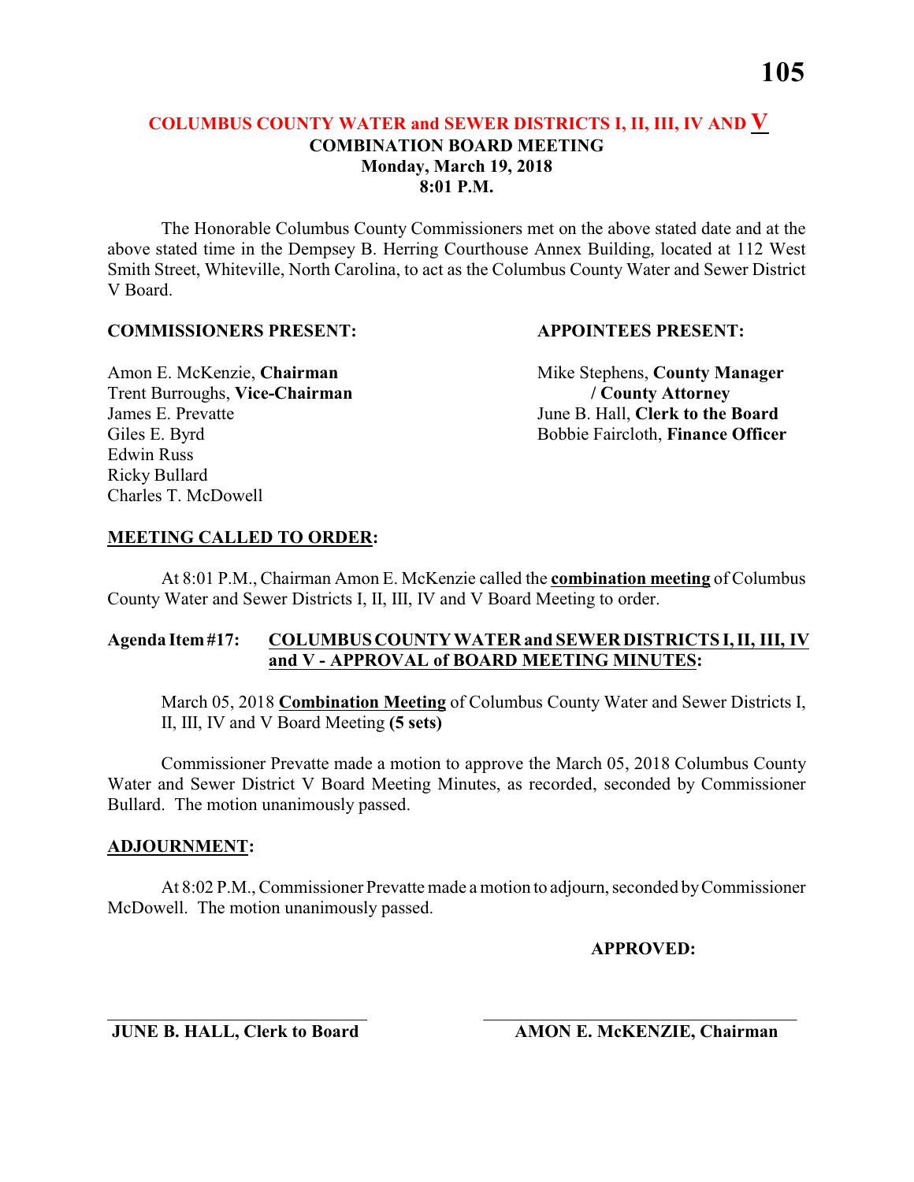## COLUMBUS COUNTY WATER and SEWER DISTRICTS I, II, III, IV AND V
### COMBINATION BOARD MEETING
**Monday, March 19, 2018**
**8:01 P.M.**

The Honorable Columbus County Commissioners met on the above stated date and at the above stated time in the Dempsey B. Herring Courthouse Annex Building, located at 112 West Smith Street, Whiteville, North Carolina, to act as the Columbus County Water and Sewer District V Board.

**COMMISSIONERS PRESENT:**

Amon E. McKenzie, **Chairman**
Trent Burroughs, **Vice-Chairman**
James E. Prevatte
Giles E. Byrd
Edwin Russ
Ricky Bullard
Charles T. McDowell

**APPOINTEES PRESENT:**

Mike Stephens, **County Manager / County Attorney**
June B. Hall, **Clerk to the Board**
Bobbie Faircloth, **Finance Officer**

**MEETING CALLED TO ORDER:**

At 8:01 P.M., Chairman Amon E. McKenzie called the **combination meeting** of Columbus County Water and Sewer Districts I, II, III, IV and V Board Meeting to order.

**Agenda Item #17: COLUMBUS COUNTY WATER and SEWER DISTRICTS I, II, III, IV and V - APPROVAL of BOARD MEETING MINUTES:**

March 05, 2018 **Combination Meeting** of Columbus County Water and Sewer Districts I, II, III, IV and V Board Meeting **(5 sets)**

Commissioner Prevatte made a motion to approve the March 05, 2018 Columbus County Water and Sewer District V Board Meeting Minutes, as recorded, seconded by Commissioner Bullard. The motion unanimously passed.

**ADJOURNMENT:**

At 8:02 P.M., Commissioner Prevatte made a motion to adjourn, seconded by Commissioner McDowell. The motion unanimously passed.

**APPROVED:**

\_\_\_\_\_\_\_\_\_\_\_\_\_\_\_\_\_\_\_\_\_\_\_\_\_\_\_\_
**JUNE B. HALL, Clerk to Board**

\_\_\_\_\_\_\_\_\_\_\_\_\_\_\_\_\_\_\_\_\_\_\_\_\_\_\_\_
**AMON E. McKENZIE, Chairman**